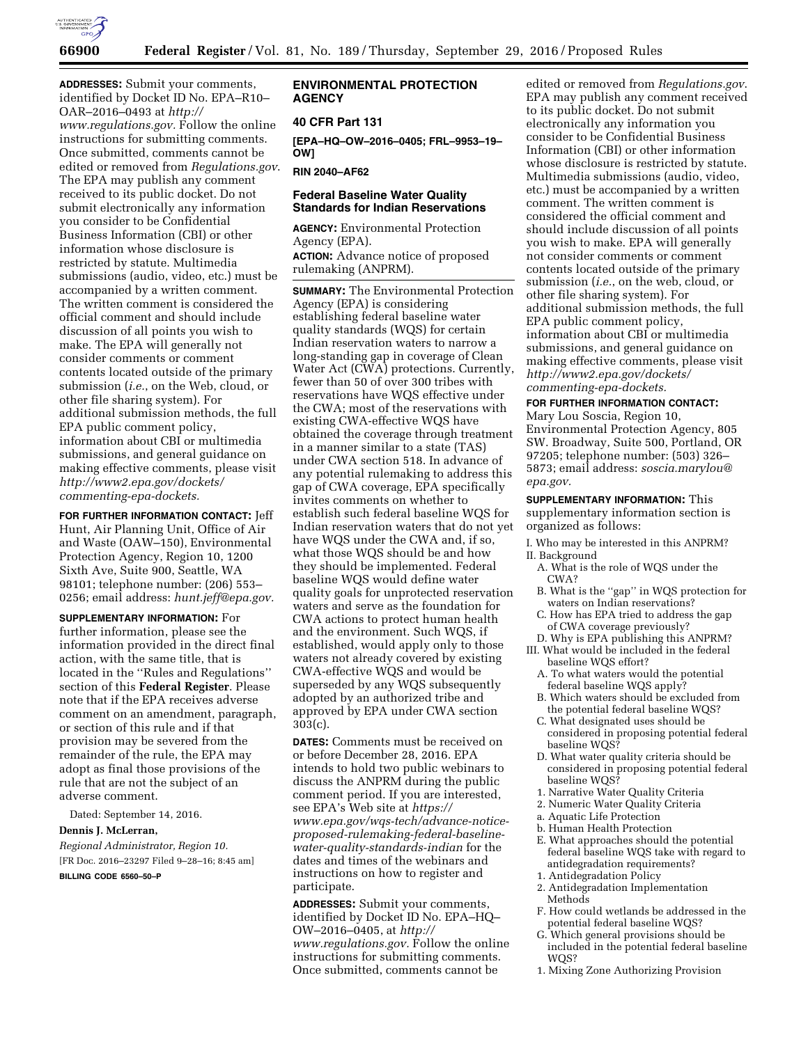**ADDRESSES:** Submit your comments, identified by Docket ID No. EPA–R10–OAR–2016–0493 at *http://www.regulations.gov.* Follow the online instructions for submitting comments. Once submitted, comments cannot be edited or removed from *Regulations.gov*. The EPA may publish any comment received to its public docket. Do not submit electronically any information you consider to be Confidential Business Information (CBI) or other information whose disclosure is restricted by statute. Multimedia submissions (audio, video, etc.) must be accompanied by a written comment. The written comment is considered the official comment and should include discussion of all points you wish to make. The EPA will generally not consider comments or comment contents located outside of the primary submission (*i.e.,* on the Web, cloud, or other file sharing system). For additional submission methods, the full EPA public comment policy, information about CBI or multimedia submissions, and general guidance on making effective comments, please visit *http://www2.epa.gov/dockets/commenting-epa-dockets.*

**FOR FURTHER INFORMATION CONTACT:** Jeff Hunt, Air Planning Unit, Office of Air and Waste (OAW–150), Environmental Protection Agency, Region 10, 1200 Sixth Ave, Suite 900, Seattle, WA 98101; telephone number: (206) 553–0256; email address: *hunt.jeff@epa.gov.*

**SUPPLEMENTARY INFORMATION:** For further information, please see the information provided in the direct final action, with the same title, that is located in the ''Rules and Regulations'' section of this **Federal Register**. Please note that if the EPA receives adverse comment on an amendment, paragraph, or section of this rule and if that provision may be severed from the remainder of the rule, the EPA may adopt as final those provisions of the rule that are not the subject of an adverse comment.

Dated: September 14, 2016.

**Dennis J. McLerran,**

*Regional Administrator, Region 10.*

[FR Doc. 2016–23297 Filed 9–28–16; 8:45 am]

**BILLING CODE 6560–50–P**

## ENVIRONMENTAL PROTECTION AGENCY

## 40 CFR Part 131

**[EPA–HQ–OW–2016–0405; FRL–9953–19–OW]**

**RIN 2040–AF62**

## Federal Baseline Water Quality Standards for Indian Reservations

**AGENCY:** Environmental Protection Agency (EPA).

**ACTION:** Advance notice of proposed rulemaking (ANPRM).

**SUMMARY:** The Environmental Protection Agency (EPA) is considering establishing federal baseline water quality standards (WQS) for certain Indian reservation waters to narrow a long-standing gap in coverage of Clean Water Act (CWA) protections. Currently, fewer than 50 of over 300 tribes with reservations have WQS effective under the CWA; most of the reservations with existing CWA-effective WQS have obtained the coverage through treatment in a manner similar to a state (TAS) under CWA section 518. In advance of any potential rulemaking to address this gap of CWA coverage, EPA specifically invites comments on whether to establish such federal baseline WQS for Indian reservation waters that do not yet have WQS under the CWA and, if so, what those WQS should be and how they should be implemented. Federal baseline WQS would define water quality goals for unprotected reservation waters and serve as the foundation for CWA actions to protect human health and the environment. Such WQS, if established, would apply only to those waters not already covered by existing CWA-effective WQS and would be superseded by any WQS subsequently adopted by an authorized tribe and approved by EPA under CWA section 303(c).

**DATES:** Comments must be received on or before December 28, 2016. EPA intends to hold two public webinars to discuss the ANPRM during the public comment period. If you are interested, see EPA's Web site at *https://www.epa.gov/wqs-tech/advance-notice-proposed-rulemaking-federal-baseline-water-quality-standards-indian* for the dates and times of the webinars and instructions on how to register and participate.

**ADDRESSES:** Submit your comments, identified by Docket ID No. EPA–HQ–OW–2016–0405, at *http://www.regulations.gov.* Follow the online instructions for submitting comments. Once submitted, comments cannot be edited or removed from *Regulations.gov*. EPA may publish any comment received to its public docket. Do not submit electronically any information you consider to be Confidential Business Information (CBI) or other information whose disclosure is restricted by statute. Multimedia submissions (audio, video, etc.) must be accompanied by a written comment. The written comment is considered the official comment and should include discussion of all points you wish to make. EPA will generally not consider comments or comment contents located outside of the primary submission (*i.e.,* on the web, cloud, or other file sharing system). For additional submission methods, the full EPA public comment policy, information about CBI or multimedia submissions, and general guidance on making effective comments, please visit *http://www2.epa.gov/dockets/commenting-epa-dockets.*

**FOR FURTHER INFORMATION CONTACT:** Mary Lou Soscia, Region 10, Environmental Protection Agency, 805 SW. Broadway, Suite 500, Portland, OR 97205; telephone number: (503) 326–5873; email address: *soscia.marylou@epa.gov.*

**SUPPLEMENTARY INFORMATION:** This supplementary information section is organized as follows:

- I. Who may be interested in this ANPRM?
- II. Background
  - A. What is the role of WQS under the CWA?
  - B. What is the ''gap'' in WQS protection for waters on Indian reservations?
  - C. How has EPA tried to address the gap of CWA coverage previously?
  - D. Why is EPA publishing this ANPRM?
- III. What would be included in the federal baseline WQS effort?
  - A. To what waters would the potential federal baseline WQS apply?
  - B. Which waters should be excluded from the potential federal baseline WQS?
  - C. What designated uses should be considered in proposing potential federal baseline WQS?
  - D. What water quality criteria should be considered in proposing potential federal baseline WQS?
    1. Narrative Water Quality Criteria
    2. Numeric Water Quality Criteria
       a. Aquatic Life Protection
       b. Human Health Protection
  - E. What approaches should the potential federal baseline WQS take with regard to antidegradation requirements?
    1. Antidegradation Policy
    2. Antidegradation Implementation Methods
  - F. How could wetlands be addressed in the potential federal baseline WQS?
  - G. Which general provisions should be included in the potential federal baseline WQS?
    1. Mixing Zone Authorizing Provision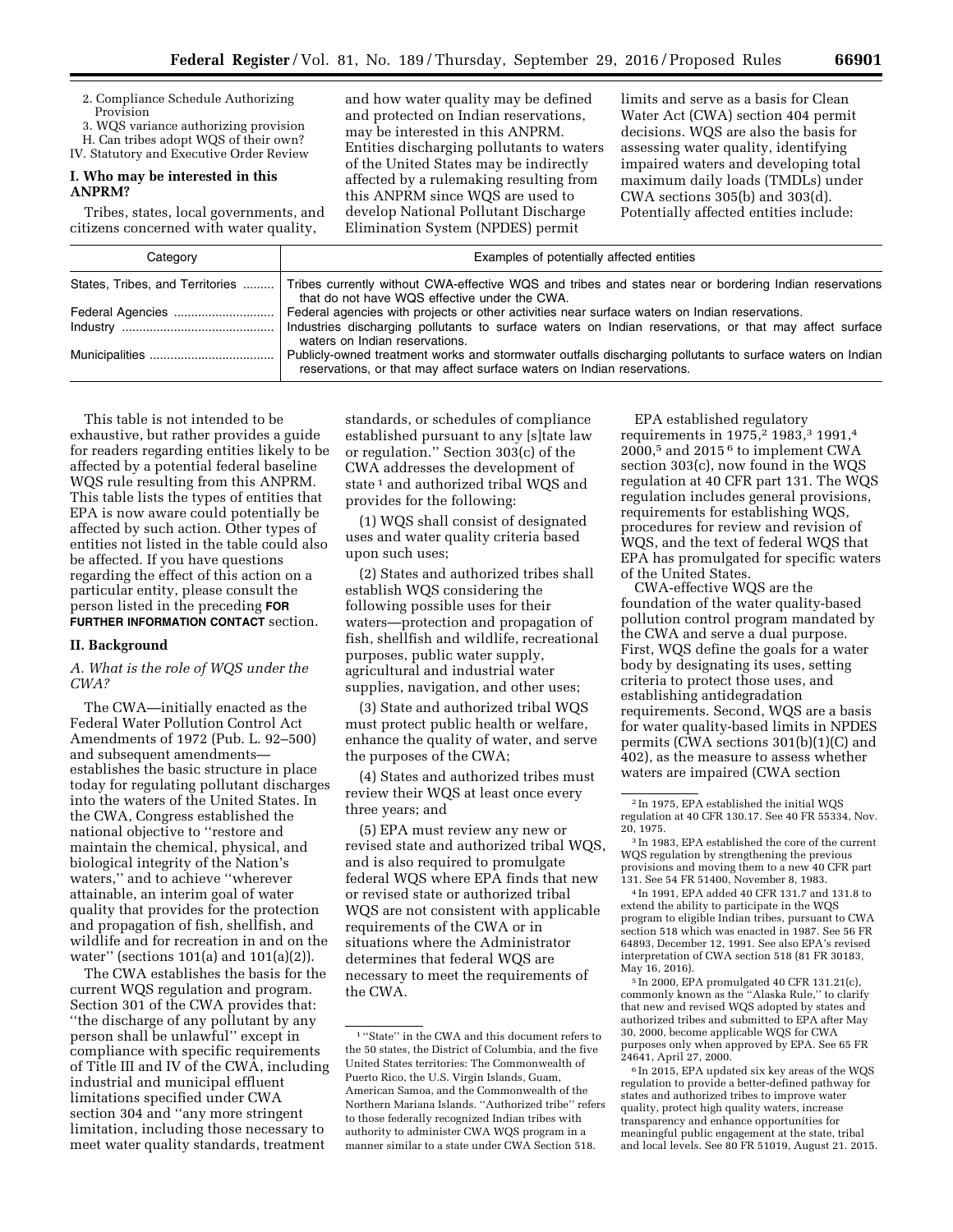2. Compliance Schedule Authorizing Provision
3. WQS variance authorizing provision

H. Can tribes adopt WQS of their own?

IV. Statutory and Executive Order Review

## I. Who may be interested in this ANPRM?

Tribes, states, local governments, and citizens concerned with water quality, and how water quality may be defined and protected on Indian reservations, may be interested in this ANPRM. Entities discharging pollutants to waters of the United States may be indirectly affected by a rulemaking resulting from this ANPRM since WQS are used to develop National Pollutant Discharge Elimination System (NPDES) permit limits and serve as a basis for Clean Water Act (CWA) section 404 permit decisions. WQS are also the basis for assessing water quality, identifying impaired waters and developing total maximum daily loads (TMDLs) under CWA sections 305(b) and 303(d). Potentially affected entities include:

| Category | Examples of potentially affected entities |
|---|---|
| States, Tribes, and Territories | Tribes currently without CWA-effective WQS and tribes and states near or bordering Indian reservations that do not have WQS effective under the CWA. |
| Federal Agencies | Federal agencies with projects or other activities near surface waters on Indian reservations. |
| Industry | Industries discharging pollutants to surface waters on Indian reservations, or that may affect surface waters on Indian reservations. |
| Municipalities | Publicly-owned treatment works and stormwater outfalls discharging pollutants to surface waters on Indian reservations, or that may affect surface waters on Indian reservations. |

This table is not intended to be exhaustive, but rather provides a guide for readers regarding entities likely to be affected by a potential federal baseline WQS rule resulting from this ANPRM. This table lists the types of entities that EPA is now aware could potentially be affected by such action. Other types of entities not listed in the table could also be affected. If you have questions regarding the effect of this action on a particular entity, please consult the person listed in the preceding **FOR FURTHER INFORMATION CONTACT** section.

## II. Background

### A. What is the role of WQS under the CWA?

The CWA—initially enacted as the Federal Water Pollution Control Act Amendments of 1972 (Pub. L. 92–500) and subsequent amendments—establishes the basic structure in place today for regulating pollutant discharges into the waters of the United States. In the CWA, Congress established the national objective to ''restore and maintain the chemical, physical, and biological integrity of the Nation's waters,'' and to achieve ''wherever attainable, an interim goal of water quality that provides for the protection and propagation of fish, shellfish, and wildlife and for recreation in and on the water'' (sections 101(a) and 101(a)(2)).

The CWA establishes the basis for the current WQS regulation and program. Section 301 of the CWA provides that: ''the discharge of any pollutant by any person shall be unlawful'' except in compliance with specific requirements of Title III and IV of the CWA, including industrial and municipal effluent limitations specified under CWA section 304 and ''any more stringent limitation, including those necessary to meet water quality standards, treatment standards, or schedules of compliance established pursuant to any [s]tate law or regulation.'' Section 303(c) of the CWA addresses the development of state [1] and authorized tribal WQS and provides for the following:

(1) WQS shall consist of designated uses and water quality criteria based upon such uses;

(2) States and authorized tribes shall establish WQS considering the following possible uses for their waters—protection and propagation of fish, shellfish and wildlife, recreational purposes, public water supply, agricultural and industrial water supplies, navigation, and other uses;

(3) State and authorized tribal WQS must protect public health or welfare, enhance the quality of water, and serve the purposes of the CWA;

(4) States and authorized tribes must review their WQS at least once every three years; and

(5) EPA must review any new or revised state and authorized tribal WQS, and is also required to promulgate federal WQS where EPA finds that new or revised state or authorized tribal WQS are not consistent with applicable requirements of the CWA or in situations where the Administrator determines that federal WQS are necessary to meet the requirements of the CWA.

EPA established regulatory requirements in 1975,[2] 1983,[3] 1991,[4] 2000,[5] and 2015 [6] to implement CWA section 303(c), now found in the WQS regulation at 40 CFR part 131. The WQS regulation includes general provisions, requirements for establishing WQS, procedures for review and revision of WQS, and the text of federal WQS that EPA has promulgated for specific waters of the United States.

CWA-effective WQS are the foundation of the water quality-based pollution control program mandated by the CWA and serve a dual purpose. First, WQS define the goals for a water body by designating its uses, setting criteria to protect those uses, and establishing antidegradation requirements. Second, WQS are a basis for water quality-based limits in NPDES permits (CWA sections 301(b)(1)(C) and 402), as the measure to assess whether waters are impaired (CWA section

---

[1] ''State'' in the CWA and this document refers to the 50 states, the District of Columbia, and the five United States territories: The Commonwealth of Puerto Rico, the U.S. Virgin Islands, Guam, American Samoa, and the Commonwealth of the Northern Mariana Islands. ''Authorized tribe'' refers to those federally recognized Indian tribes with authority to administer CWA WQS program in a manner similar to a state under CWA Section 518.

[2] In 1975, EPA established the initial WQS regulation at 40 CFR 130.17. See 40 FR 55334, Nov. 20, 1975.

[3] In 1983, EPA established the core of the current WQS regulation by strengthening the previous provisions and moving them to a new 40 CFR part 131. See 54 FR 51400, November 8, 1983.

[4] In 1991, EPA added 40 CFR 131.7 and 131.8 to extend the ability to participate in the WQS program to eligible Indian tribes, pursuant to CWA section 518 which was enacted in 1987. See 56 FR 64893, December 12, 1991. See also EPA's revised interpretation of CWA section 518 (81 FR 30183, May 16, 2016).

[5] In 2000, EPA promulgated 40 CFR 131.21(c), commonly known as the ''Alaska Rule,'' to clarify that new and revised WQS adopted by states and authorized tribes and submitted to EPA after May 30, 2000, become applicable WQS for CWA purposes only when approved by EPA. See 65 FR 24641, April 27, 2000.

[6] In 2015, EPA updated six key areas of the WQS regulation to provide a better-defined pathway for states and authorized tribes to improve water quality, protect high quality waters, increase transparency and enhance opportunities for meaningful public engagement at the state, tribal and local levels. See 80 FR 51019, August 21. 2015.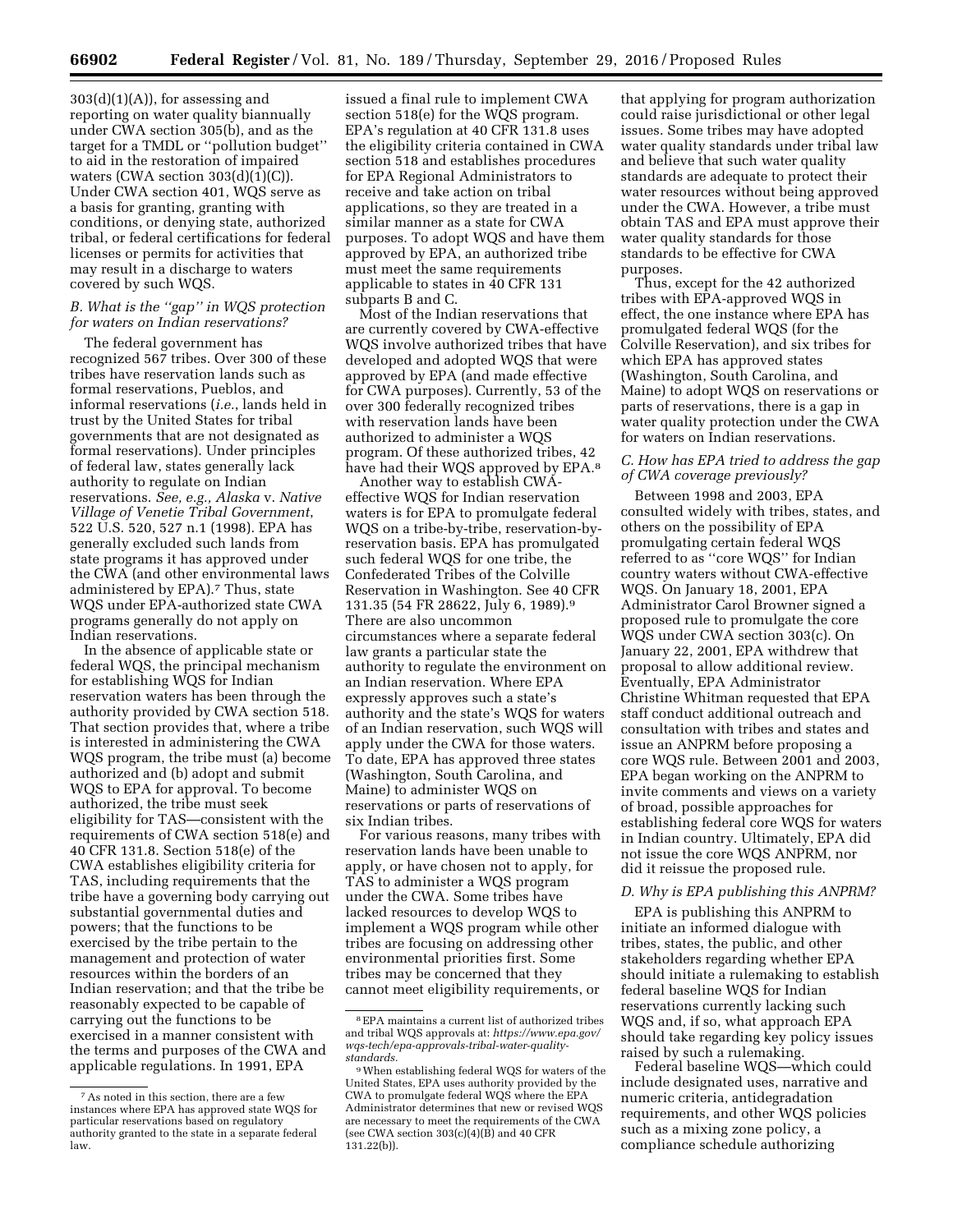303(d)(1)(A)), for assessing and reporting on water quality biannually under CWA section 305(b), and as the target for a TMDL or ''pollution budget'' to aid in the restoration of impaired waters (CWA section 303(d)(1)(C)). Under CWA section 401, WQS serve as a basis for granting, granting with conditions, or denying state, authorized tribal, or federal certifications for federal licenses or permits for activities that may result in a discharge to waters covered by such WQS.

### B. What is the ''gap'' in WQS protection for waters on Indian reservations?

The federal government has recognized 567 tribes. Over 300 of these tribes have reservation lands such as formal reservations, Pueblos, and informal reservations (*i.e.*, lands held in trust by the United States for tribal governments that are not designated as formal reservations). Under principles of federal law, states generally lack authority to regulate on Indian reservations. *See, e.g., Alaska* v. *Native Village of Venetie Tribal Government*, 522 U.S. 520, 527 n.1 (1998). EPA has generally excluded such lands from state programs it has approved under the CWA (and other environmental laws administered by EPA).[7] Thus, state WQS under EPA-authorized state CWA programs generally do not apply on Indian reservations.

In the absence of applicable state or federal WQS, the principal mechanism for establishing WQS for Indian reservation waters has been through the authority provided by CWA section 518. That section provides that, where a tribe is interested in administering the CWA WQS program, the tribe must (a) become authorized and (b) adopt and submit WQS to EPA for approval. To become authorized, the tribe must seek eligibility for TAS—consistent with the requirements of CWA section 518(e) and 40 CFR 131.8. Section 518(e) of the CWA establishes eligibility criteria for TAS, including requirements that the tribe have a governing body carrying out substantial governmental duties and powers; that the functions to be exercised by the tribe pertain to the management and protection of water resources within the borders of an Indian reservation; and that the tribe be reasonably expected to be capable of carrying out the functions to be exercised in a manner consistent with the terms and purposes of the CWA and applicable regulations. In 1991, EPA issued a final rule to implement CWA section 518(e) for the WQS program. EPA's regulation at 40 CFR 131.8 uses the eligibility criteria contained in CWA section 518 and establishes procedures for EPA Regional Administrators to receive and take action on tribal applications, so they are treated in a similar manner as a state for CWA purposes. To adopt WQS and have them approved by EPA, an authorized tribe must meet the same requirements applicable to states in 40 CFR 131 subparts B and C.

Most of the Indian reservations that are currently covered by CWA-effective WQS involve authorized tribes that have developed and adopted WQS that were approved by EPA (and made effective for CWA purposes). Currently, 53 of the over 300 federally recognized tribes with reservation lands have been authorized to administer a WQS program. Of these authorized tribes, 42 have had their WQS approved by EPA.[8]

Another way to establish CWA-effective WQS for Indian reservation waters is for EPA to promulgate federal WQS on a tribe-by-tribe, reservation-by-reservation basis. EPA has promulgated such federal WQS for one tribe, the Confederated Tribes of the Colville Reservation in Washington. See 40 CFR 131.35 (54 FR 28622, July 6, 1989).[9] There are also uncommon circumstances where a separate federal law grants a particular state the authority to regulate the environment on an Indian reservation. Where EPA expressly approves such a state's authority and the state's WQS for waters of an Indian reservation, such WQS will apply under the CWA for those waters. To date, EPA has approved three states (Washington, South Carolina, and Maine) to administer WQS on reservations or parts of reservations of six Indian tribes.

For various reasons, many tribes with reservation lands have been unable to apply, or have chosen not to apply, for TAS to administer a WQS program under the CWA. Some tribes have lacked resources to develop WQS to implement a WQS program while other tribes are focusing on addressing other environmental priorities first. Some tribes may be concerned that they cannot meet eligibility requirements, or that applying for program authorization could raise jurisdictional or other legal issues. Some tribes may have adopted water quality standards under tribal law and believe that such water quality standards are adequate to protect their water resources without being approved under the CWA. However, a tribe must obtain TAS and EPA must approve their water quality standards for those standards to be effective for CWA purposes.

Thus, except for the 42 authorized tribes with EPA-approved WQS in effect, the one instance where EPA has promulgated federal WQS (for the Colville Reservation), and six tribes for which EPA has approved states (Washington, South Carolina, and Maine) to adopt WQS on reservations or parts of reservations, there is a gap in water quality protection under the CWA for waters on Indian reservations.

### C. How has EPA tried to address the gap of CWA coverage previously?

Between 1998 and 2003, EPA consulted widely with tribes, states, and others on the possibility of EPA promulgating certain federal WQS referred to as ''core WQS'' for Indian country waters without CWA-effective WQS. On January 18, 2001, EPA Administrator Carol Browner signed a proposed rule to promulgate the core WQS under CWA section 303(c). On January 22, 2001, EPA withdrew that proposal to allow additional review. Eventually, EPA Administrator Christine Whitman requested that EPA staff conduct additional outreach and consultation with tribes and states and issue an ANPRM before proposing a core WQS rule. Between 2001 and 2003, EPA began working on the ANPRM to invite comments and views on a variety of broad, possible approaches for establishing federal core WQS for waters in Indian country. Ultimately, EPA did not issue the core WQS ANPRM, nor did it reissue the proposed rule.

### D. Why is EPA publishing this ANPRM?

EPA is publishing this ANPRM to initiate an informed dialogue with tribes, states, the public, and other stakeholders regarding whether EPA should initiate a rulemaking to establish federal baseline WQS for Indian reservations currently lacking such WQS and, if so, what approach EPA should take regarding key policy issues raised by such a rulemaking.

Federal baseline WQS—which could include designated uses, narrative and numeric criteria, antidegradation requirements, and other WQS policies such as a mixing zone policy, a compliance schedule authorizing

---

[7] As noted in this section, there are a few instances where EPA has approved state WQS for particular reservations based on regulatory authority granted to the state in a separate federal law.

[8] EPA maintains a current list of authorized tribes and tribal WQS approvals at: *https://www.epa.gov/wqs-tech/epa-approvals-tribal-water-quality-standards.*

[9] When establishing federal WQS for waters of the United States, EPA uses authority provided by the CWA to promulgate federal WQS where the EPA Administrator determines that new or revised WQS are necessary to meet the requirements of the CWA (see CWA section 303(c)(4)(B) and 40 CFR 131.22(b)).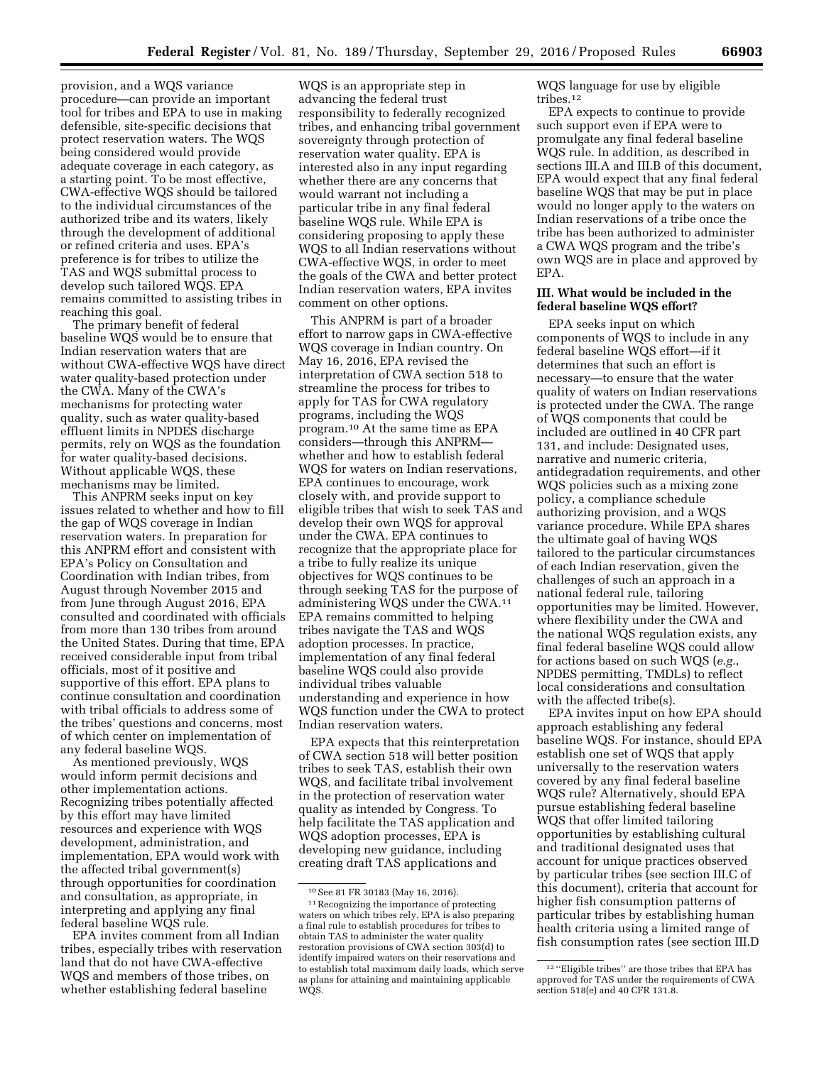provision, and a WQS variance procedure—can provide an important tool for tribes and EPA to use in making defensible, site-specific decisions that protect reservation waters. The WQS being considered would provide adequate coverage in each category, as a starting point. To be most effective, CWA-effective WQS should be tailored to the individual circumstances of the authorized tribe and its waters, likely through the development of additional or refined criteria and uses. EPA's preference is for tribes to utilize the TAS and WQS submittal process to develop such tailored WQS. EPA remains committed to assisting tribes in reaching this goal.

The primary benefit of federal baseline WQS would be to ensure that Indian reservation waters that are without CWA-effective WQS have direct water quality-based protection under the CWA. Many of the CWA's mechanisms for protecting water quality, such as water quality-based effluent limits in NPDES discharge permits, rely on WQS as the foundation for water quality-based decisions. Without applicable WQS, these mechanisms may be limited.

This ANPRM seeks input on key issues related to whether and how to fill the gap of WQS coverage in Indian reservation waters. In preparation for this ANPRM effort and consistent with EPA's Policy on Consultation and Coordination with Indian tribes, from August through November 2015 and from June through August 2016, EPA consulted and coordinated with officials from more than 130 tribes from around the United States. During that time, EPA received considerable input from tribal officials, most of it positive and supportive of this effort. EPA plans to continue consultation and coordination with tribal officials to address some of the tribes' questions and concerns, most of which center on implementation of any federal baseline WQS.

As mentioned previously, WQS would inform permit decisions and other implementation actions. Recognizing tribes potentially affected by this effort may have limited resources and experience with WQS development, administration, and implementation, EPA would work with the affected tribal government(s) through opportunities for coordination and consultation, as appropriate, in interpreting and applying any final federal baseline WQS rule.

EPA invites comment from all Indian tribes, especially tribes with reservation land that do not have CWA-effective WQS and members of those tribes, on whether establishing federal baseline WQS is an appropriate step in advancing the federal trust responsibility to federally recognized tribes, and enhancing tribal government sovereignty through protection of reservation water quality. EPA is interested also in any input regarding whether there are any concerns that would warrant not including a particular tribe in any final federal baseline WQS rule. While EPA is considering proposing to apply these WQS to all Indian reservations without CWA-effective WQS, in order to meet the goals of the CWA and better protect Indian reservation waters, EPA invites comment on other options.

This ANPRM is part of a broader effort to narrow gaps in CWA-effective WQS coverage in Indian country. On May 16, 2016, EPA revised the interpretation of CWA section 518 to streamline the process for tribes to apply for TAS for CWA regulatory programs, including the WQS program.[10] At the same time as EPA considers—through this ANPRM—whether and how to establish federal WQS for waters on Indian reservations, EPA continues to encourage, work closely with, and provide support to eligible tribes that wish to seek TAS and develop their own WQS for approval under the CWA. EPA continues to recognize that the appropriate place for a tribe to fully realize its unique objectives for WQS continues to be through seeking TAS for the purpose of administering WQS under the CWA.[11] EPA remains committed to helping tribes navigate the TAS and WQS adoption processes. In practice, implementation of any final federal baseline WQS could also provide individual tribes valuable understanding and experience in how WQS function under the CWA to protect Indian reservation waters.

EPA expects that this reinterpretation of CWA section 518 will better position tribes to seek TAS, establish their own WQS, and facilitate tribal involvement in the protection of reservation water quality as intended by Congress. To help facilitate the TAS application and WQS adoption processes, EPA is developing new guidance, including creating draft TAS applications and WQS language for use by eligible tribes.[12]

EPA expects to continue to provide such support even if EPA were to promulgate any final federal baseline WQS rule. In addition, as described in sections III.A and III.B of this document, EPA would expect that any final federal baseline WQS that may be put in place would no longer apply to the waters on Indian reservations of a tribe once the tribe has been authorized to administer a CWA WQS program and the tribe's own WQS are in place and approved by EPA.

## III. What would be included in the federal baseline WQS effort?

EPA seeks input on which components of WQS to include in any federal baseline WQS effort—if it determines that such an effort is necessary—to ensure that the water quality of waters on Indian reservations is protected under the CWA. The range of WQS components that could be included are outlined in 40 CFR part 131, and include: Designated uses, narrative and numeric criteria, antidegradation requirements, and other WQS policies such as a mixing zone policy, a compliance schedule authorizing provision, and a WQS variance procedure. While EPA shares the ultimate goal of having WQS tailored to the particular circumstances of each Indian reservation, given the challenges of such an approach in a national federal rule, tailoring opportunities may be limited. However, where flexibility under the CWA and the national WQS regulation exists, any final federal baseline WQS could allow for actions based on such WQS (*e.g.*, NPDES permitting, TMDLs) to reflect local considerations and consultation with the affected tribe(s).

EPA invites input on how EPA should approach establishing any federal baseline WQS. For instance, should EPA establish one set of WQS that apply universally to the reservation waters covered by any final federal baseline WQS rule? Alternatively, should EPA pursue establishing federal baseline WQS that offer limited tailoring opportunities by establishing cultural and traditional designated uses that account for unique practices observed by particular tribes (see section III.C of this document), criteria that account for higher fish consumption patterns of particular tribes by establishing human health criteria using a limited range of fish consumption rates (see section III.D

---

[10] See 81 FR 30183 (May 16, 2016).

[11] Recognizing the importance of protecting waters on which tribes rely, EPA is also preparing a final rule to establish procedures for tribes to obtain TAS to administer the water quality restoration provisions of CWA section 303(d) to identify impaired waters on their reservations and to establish total maximum daily loads, which serve as plans for attaining and maintaining applicable WQS.

[12] "Eligible tribes" are those tribes that EPA has approved for TAS under the requirements of CWA section 518(e) and 40 CFR 131.8.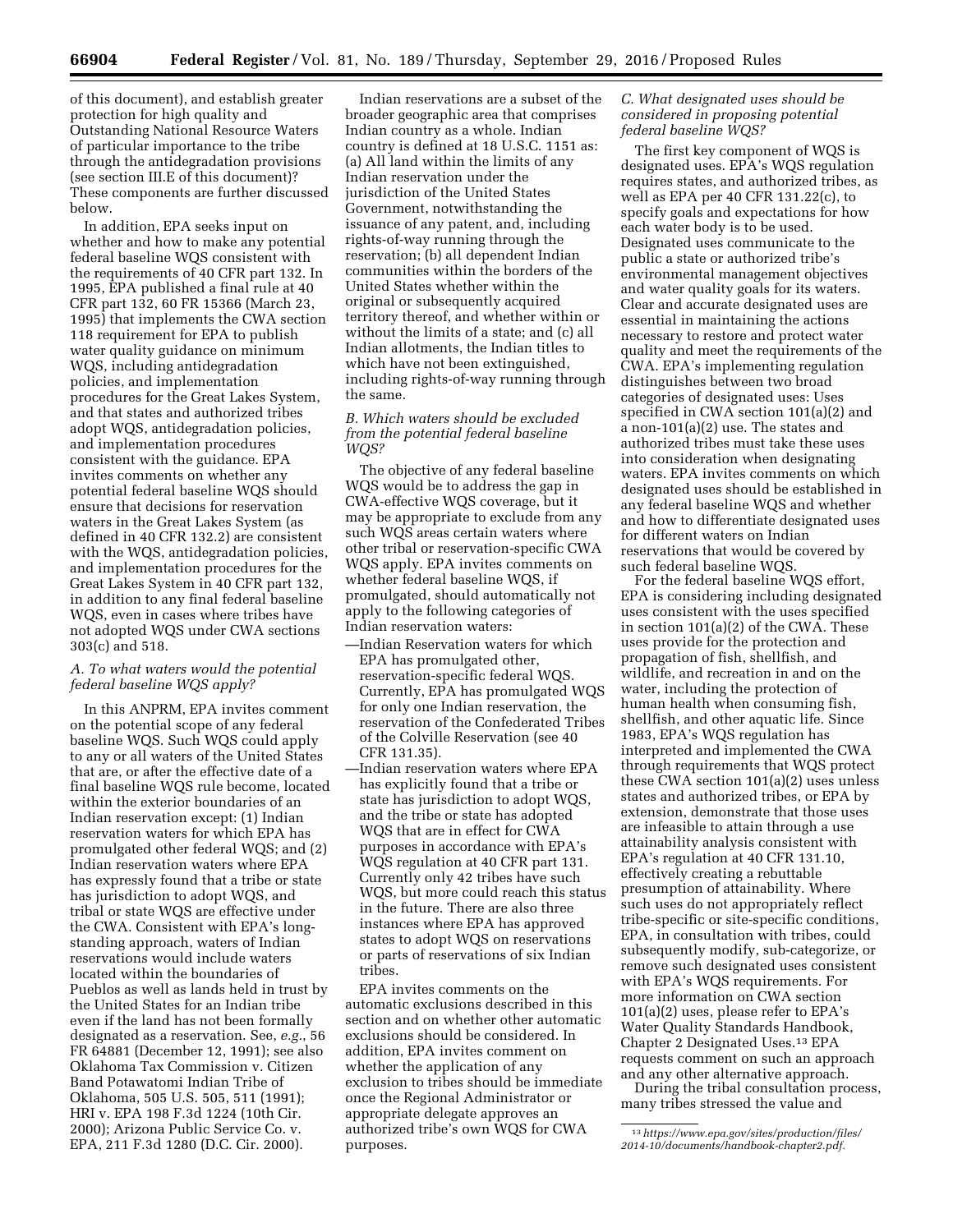of this document), and establish greater protection for high quality and Outstanding National Resource Waters of particular importance to the tribe through the antidegradation provisions (see section III.E of this document)? These components are further discussed below.

In addition, EPA seeks input on whether and how to make any potential federal baseline WQS consistent with the requirements of 40 CFR part 132. In 1995, EPA published a final rule at 40 CFR part 132, 60 FR 15366 (March 23, 1995) that implements the CWA section 118 requirement for EPA to publish water quality guidance on minimum WQS, including antidegradation policies, and implementation procedures for the Great Lakes System, and that states and authorized tribes adopt WQS, antidegradation policies, and implementation procedures consistent with the guidance. EPA invites comments on whether any potential federal baseline WQS should ensure that decisions for reservation waters in the Great Lakes System (as defined in 40 CFR 132.2) are consistent with the WQS, antidegradation policies, and implementation procedures for the Great Lakes System in 40 CFR part 132, in addition to any final federal baseline WQS, even in cases where tribes have not adopted WQS under CWA sections 303(c) and 518.

### A. To what waters would the potential federal baseline WQS apply?

In this ANPRM, EPA invites comment on the potential scope of any federal baseline WQS. Such WQS could apply to any or all waters of the United States that are, or after the effective date of a final baseline WQS rule become, located within the exterior boundaries of an Indian reservation except: (1) Indian reservation waters for which EPA has promulgated other federal WQS; and (2) Indian reservation waters where EPA has expressly found that a tribe or state has jurisdiction to adopt WQS, and tribal or state WQS are effective under the CWA. Consistent with EPA's long-standing approach, waters of Indian reservations would include waters located within the boundaries of Pueblos as well as lands held in trust by the United States for an Indian tribe even if the land has not been formally designated as a reservation. See, *e.g.*, 56 FR 64881 (December 12, 1991); see also Oklahoma Tax Commission v. Citizen Band Potawatomi Indian Tribe of Oklahoma, 505 U.S. 505, 511 (1991); HRI v. EPA 198 F.3d 1224 (10th Cir. 2000); Arizona Public Service Co. v. EPA, 211 F.3d 1280 (D.C. Cir. 2000).

Indian reservations are a subset of the broader geographic area that comprises Indian country as a whole. Indian country is defined at 18 U.S.C. 1151 as: (a) All land within the limits of any Indian reservation under the jurisdiction of the United States Government, notwithstanding the issuance of any patent, and, including rights-of-way running through the reservation; (b) all dependent Indian communities within the borders of the United States whether within the original or subsequently acquired territory thereof, and whether within or without the limits of a state; and (c) all Indian allotments, the Indian titles to which have not been extinguished, including rights-of-way running through the same.

### B. Which waters should be excluded from the potential federal baseline WQS?

The objective of any federal baseline WQS would be to address the gap in CWA-effective WQS coverage, but it may be appropriate to exclude from any such WQS areas certain waters where other tribal or reservation-specific CWA WQS apply. EPA invites comments on whether federal baseline WQS, if promulgated, should automatically not apply to the following categories of Indian reservation waters:

—Indian Reservation waters for which EPA has promulgated other, reservation-specific federal WQS. Currently, EPA has promulgated WQS for only one Indian reservation, the reservation of the Confederated Tribes of the Colville Reservation (see 40 CFR 131.35).

—Indian reservation waters where EPA has explicitly found that a tribe or state has jurisdiction to adopt WQS, and the tribe or state has adopted WQS that are in effect for CWA purposes in accordance with EPA's WQS regulation at 40 CFR part 131. Currently only 42 tribes have such WQS, but more could reach this status in the future. There are also three instances where EPA has approved states to adopt WQS on reservations or parts of reservations of six Indian tribes.

EPA invites comments on the automatic exclusions described in this section and on whether other automatic exclusions should be considered. In addition, EPA invites comment on whether the application of any exclusion to tribes should be immediate once the Regional Administrator or appropriate delegate approves an authorized tribe's own WQS for CWA purposes.

### C. What designated uses should be considered in proposing potential federal baseline WQS?

The first key component of WQS is designated uses. EPA's WQS regulation requires states, and authorized tribes, as well as EPA per 40 CFR 131.22(c), to specify goals and expectations for how each water body is to be used. Designated uses communicate to the public a state or authorized tribe's environmental management objectives and water quality goals for its waters. Clear and accurate designated uses are essential in maintaining the actions necessary to restore and protect water quality and meet the requirements of the CWA. EPA's implementing regulation distinguishes between two broad categories of designated uses: Uses specified in CWA section 101(a)(2) and a non-101(a)(2) use. The states and authorized tribes must take these uses into consideration when designating waters. EPA invites comments on which designated uses should be established in any federal baseline WQS and whether and how to differentiate designated uses for different waters on Indian reservations that would be covered by such federal baseline WQS.

For the federal baseline WQS effort, EPA is considering including designated uses consistent with the uses specified in section 101(a)(2) of the CWA. These uses provide for the protection and propagation of fish, shellfish, and wildlife, and recreation in and on the water, including the protection of human health when consuming fish, shellfish, and other aquatic life. Since 1983, EPA's WQS regulation has interpreted and implemented the CWA through requirements that WQS protect these CWA section 101(a)(2) uses unless states and authorized tribes, or EPA by extension, demonstrate that those uses are infeasible to attain through a use attainability analysis consistent with EPA's regulation at 40 CFR 131.10, effectively creating a rebuttable presumption of attainability. Where such uses do not appropriately reflect tribe-specific or site-specific conditions, EPA, in consultation with tribes, could subsequently modify, sub-categorize, or remove such designated uses consistent with EPA's WQS requirements. For more information on CWA section 101(a)(2) uses, please refer to EPA's Water Quality Standards Handbook, Chapter 2 Designated Uses.[13] EPA requests comment on such an approach and any other alternative approach.

During the tribal consultation process, many tribes stressed the value and

[13] *https://www.epa.gov/sites/production/files/2014-10/documents/handbook-chapter2.pdf.*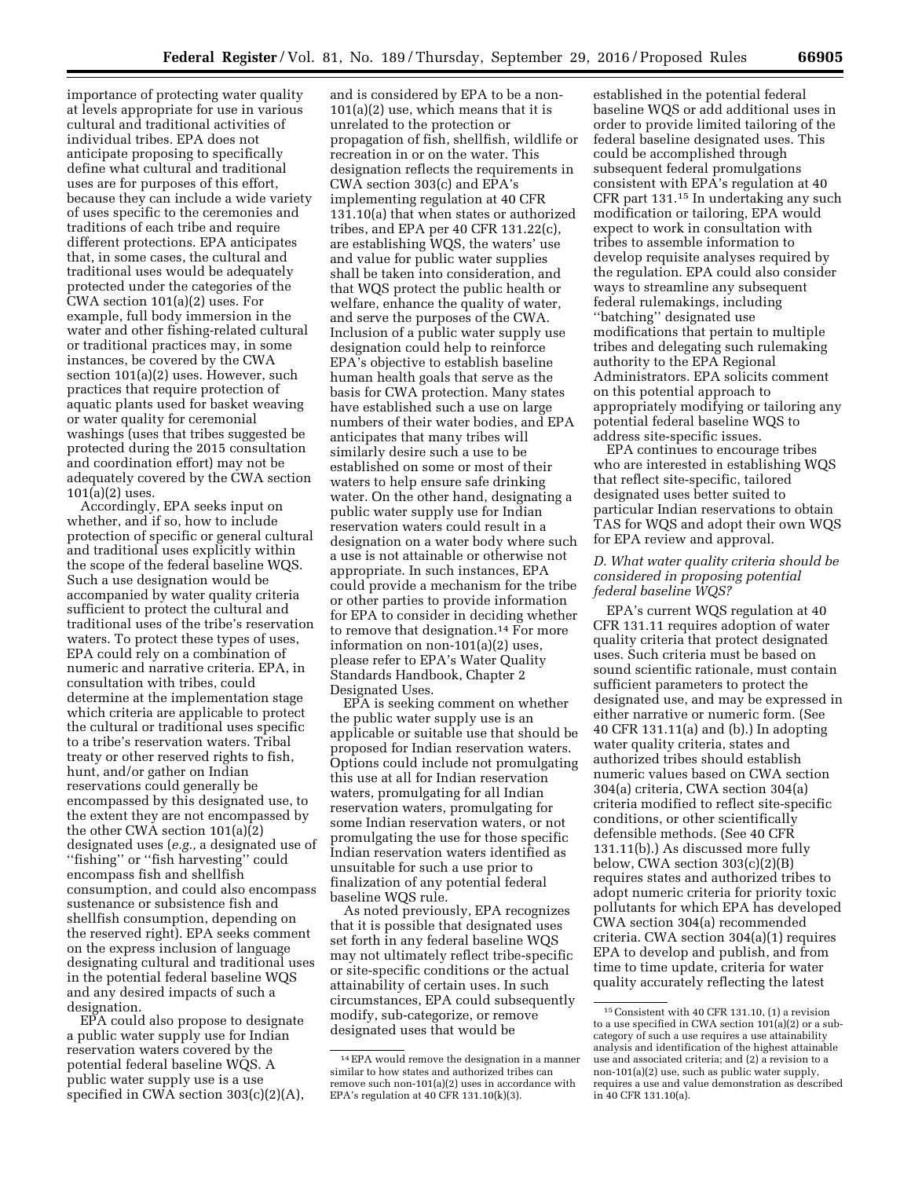importance of protecting water quality at levels appropriate for use in various cultural and traditional activities of individual tribes. EPA does not anticipate proposing to specifically define what cultural and traditional uses are for purposes of this effort, because they can include a wide variety of uses specific to the ceremonies and traditions of each tribe and require different protections. EPA anticipates that, in some cases, the cultural and traditional uses would be adequately protected under the categories of the CWA section 101(a)(2) uses. For example, full body immersion in the water and other fishing-related cultural or traditional practices may, in some instances, be covered by the CWA section 101(a)(2) uses. However, such practices that require protection of aquatic plants used for basket weaving or water quality for ceremonial washings (uses that tribes suggested be protected during the 2015 consultation and coordination effort) may not be adequately covered by the CWA section 101(a)(2) uses.

Accordingly, EPA seeks input on whether, and if so, how to include protection of specific or general cultural and traditional uses explicitly within the scope of the federal baseline WQS. Such a use designation would be accompanied by water quality criteria sufficient to protect the cultural and traditional uses of the tribe's reservation waters. To protect these types of uses, EPA could rely on a combination of numeric and narrative criteria. EPA, in consultation with tribes, could determine at the implementation stage which criteria are applicable to protect the cultural or traditional uses specific to a tribe's reservation waters. Tribal treaty or other reserved rights to fish, hunt, and/or gather on Indian reservations could generally be encompassed by this designated use, to the extent they are not encompassed by the other CWA section 101(a)(2) designated uses (*e.g.,* a designated use of ''fishing'' or ''fish harvesting'' could encompass fish and shellfish consumption, and could also encompass sustenance or subsistence fish and shellfish consumption, depending on the reserved right). EPA seeks comment on the express inclusion of language designating cultural and traditional uses in the potential federal baseline WQS and any desired impacts of such a designation.

EPA could also propose to designate a public water supply use for Indian reservation waters covered by the potential federal baseline WQS. A public water supply use is a use specified in CWA section 303(c)(2)(A), and is considered by EPA to be a non-101(a)(2) use, which means that it is unrelated to the protection or propagation of fish, shellfish, wildlife or recreation in or on the water. This designation reflects the requirements in CWA section 303(c) and EPA's implementing regulation at 40 CFR 131.10(a) that when states or authorized tribes, and EPA per 40 CFR 131.22(c), are establishing WQS, the waters' use and value for public water supplies shall be taken into consideration, and that WQS protect the public health or welfare, enhance the quality of water, and serve the purposes of the CWA. Inclusion of a public water supply use designation could help to reinforce EPA's objective to establish baseline human health goals that serve as the basis for CWA protection. Many states have established such a use on large numbers of their water bodies, and EPA anticipates that many tribes will similarly desire such a use to be established on some or most of their waters to help ensure safe drinking water. On the other hand, designating a public water supply use for Indian reservation waters could result in a designation on a water body where such a use is not attainable or otherwise not appropriate. In such instances, EPA could provide a mechanism for the tribe or other parties to provide information for EPA to consider in deciding whether to remove that designation.[14] For more information on non-101(a)(2) uses, please refer to EPA's Water Quality Standards Handbook, Chapter 2 Designated Uses.

EPA is seeking comment on whether the public water supply use is an applicable or suitable use that should be proposed for Indian reservation waters. Options could include not promulgating this use at all for Indian reservation waters, promulgating for all Indian reservation waters, promulgating for some Indian reservation waters, or not promulgating the use for those specific Indian reservation waters identified as unsuitable for such a use prior to finalization of any potential federal baseline WQS rule.

As noted previously, EPA recognizes that it is possible that designated uses set forth in any federal baseline WQS may not ultimately reflect tribe-specific or site-specific conditions or the actual attainability of certain uses. In such circumstances, EPA could subsequently modify, sub-categorize, or remove designated uses that would be established in the potential federal baseline WQS or add additional uses in order to provide limited tailoring of the federal baseline designated uses. This could be accomplished through subsequent federal promulgations consistent with EPA's regulation at 40 CFR part 131.[15] In undertaking any such modification or tailoring, EPA would expect to work in consultation with tribes to assemble information to develop requisite analyses required by the regulation. EPA could also consider ways to streamline any subsequent federal rulemakings, including ''batching'' designated use modifications that pertain to multiple tribes and delegating such rulemaking authority to the EPA Regional Administrators. EPA solicits comment on this potential approach to appropriately modifying or tailoring any potential federal baseline WQS to address site-specific issues.

EPA continues to encourage tribes who are interested in establishing WQS that reflect site-specific, tailored designated uses better suited to particular Indian reservations to obtain TAS for WQS and adopt their own WQS for EPA review and approval.

### *D. What water quality criteria should be considered in proposing potential federal baseline WQS?*

EPA's current WQS regulation at 40 CFR 131.11 requires adoption of water quality criteria that protect designated uses. Such criteria must be based on sound scientific rationale, must contain sufficient parameters to protect the designated use, and may be expressed in either narrative or numeric form. (See 40 CFR 131.11(a) and (b).) In adopting water quality criteria, states and authorized tribes should establish numeric values based on CWA section 304(a) criteria, CWA section 304(a) criteria modified to reflect site-specific conditions, or other scientifically defensible methods. (See 40 CFR 131.11(b).) As discussed more fully below, CWA section 303(c)(2)(B) requires states and authorized tribes to adopt numeric criteria for priority toxic pollutants for which EPA has developed CWA section 304(a) recommended criteria. CWA section 304(a)(1) requires EPA to develop and publish, and from time to time update, criteria for water quality accurately reflecting the latest

---

[14] EPA would remove the designation in a manner similar to how states and authorized tribes can remove such non-101(a)(2) uses in accordance with EPA's regulation at 40 CFR 131.10(k)(3).

[15] Consistent with 40 CFR 131.10, (1) a revision to a use specified in CWA section 101(a)(2) or a sub-category of such a use requires a use attainability analysis and identification of the highest attainable use and associated criteria; and (2) a revision to a non-101(a)(2) use, such as public water supply, requires a use and value demonstration as described in 40 CFR 131.10(a).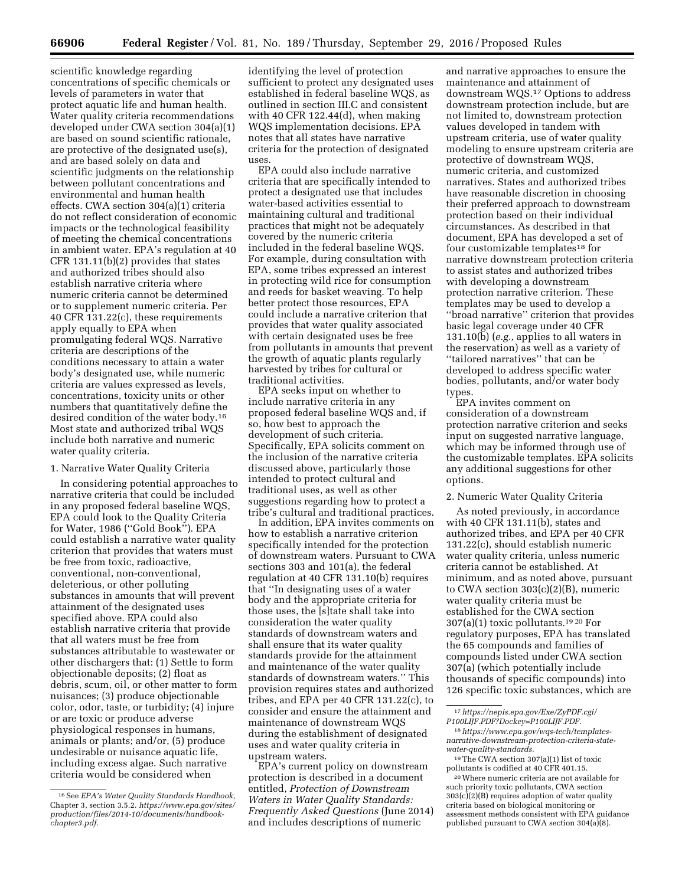scientific knowledge regarding concentrations of specific chemicals or levels of parameters in water that protect aquatic life and human health. Water quality criteria recommendations developed under CWA section 304(a)(1) are based on sound scientific rationale, are protective of the designated use(s), and are based solely on data and scientific judgments on the relationship between pollutant concentrations and environmental and human health effects. CWA section 304(a)(1) criteria do not reflect consideration of economic impacts or the technological feasibility of meeting the chemical concentrations in ambient water. EPA's regulation at 40 CFR 131.11(b)(2) provides that states and authorized tribes should also establish narrative criteria where numeric criteria cannot be determined or to supplement numeric criteria. Per 40 CFR 131.22(c), these requirements apply equally to EPA when promulgating federal WQS. Narrative criteria are descriptions of the conditions necessary to attain a water body's designated use, while numeric criteria are values expressed as levels, concentrations, toxicity units or other numbers that quantitatively define the desired condition of the water body.[16] Most state and authorized tribal WQS include both narrative and numeric water quality criteria.

1. Narrative Water Quality Criteria

In considering potential approaches to narrative criteria that could be included in any proposed federal baseline WQS, EPA could look to the Quality Criteria for Water, 1986 (''Gold Book''). EPA could establish a narrative water quality criterion that provides that waters must be free from toxic, radioactive, conventional, non-conventional, deleterious, or other polluting substances in amounts that will prevent attainment of the designated uses specified above. EPA could also establish narrative criteria that provide that all waters must be free from substances attributable to wastewater or other dischargers that: (1) Settle to form objectionable deposits; (2) float as debris, scum, oil, or other matter to form nuisances; (3) produce objectionable color, odor, taste, or turbidity; (4) injure or are toxic or produce adverse physiological responses in humans, animals or plants; and/or, (5) produce undesirable or nuisance aquatic life, including excess algae. Such narrative criteria would be considered when identifying the level of protection sufficient to protect any designated uses established in federal baseline WQS, as outlined in section III.C and consistent with 40 CFR 122.44(d), when making WQS implementation decisions. EPA notes that all states have narrative criteria for the protection of designated uses.

EPA could also include narrative criteria that are specifically intended to protect a designated use that includes water-based activities essential to maintaining cultural and traditional practices that might not be adequately covered by the numeric criteria included in the federal baseline WQS. For example, during consultation with EPA, some tribes expressed an interest in protecting wild rice for consumption and reeds for basket weaving. To help better protect those resources, EPA could include a narrative criterion that provides that water quality associated with certain designated uses be free from pollutants in amounts that prevent the growth of aquatic plants regularly harvested by tribes for cultural or traditional activities.

EPA seeks input on whether to include narrative criteria in any proposed federal baseline WQS and, if so, how best to approach the development of such criteria. Specifically, EPA solicits comment on the inclusion of the narrative criteria discussed above, particularly those intended to protect cultural and traditional uses, as well as other suggestions regarding how to protect a tribe's cultural and traditional practices.

In addition, EPA invites comments on how to establish a narrative criterion specifically intended for the protection of downstream waters. Pursuant to CWA sections 303 and 101(a), the federal regulation at 40 CFR 131.10(b) requires that ''In designating uses of a water body and the appropriate criteria for those uses, the [s]tate shall take into consideration the water quality standards of downstream waters and shall ensure that its water quality standards provide for the attainment and maintenance of the water quality standards of downstream waters.'' This provision requires states and authorized tribes, and EPA per 40 CFR 131.22(c), to consider and ensure the attainment and maintenance of downstream WQS during the establishment of designated uses and water quality criteria in upstream waters.

EPA's current policy on downstream protection is described in a document entitled, *Protection of Downstream Waters in Water Quality Standards: Frequently Asked Questions* (June 2014) and includes descriptions of numeric and narrative approaches to ensure the maintenance and attainment of downstream WQS.[17] Options to address downstream protection include, but are not limited to, downstream protection values developed in tandem with upstream criteria, use of water quality modeling to ensure upstream criteria are protective of downstream WQS, numeric criteria, and customized narratives. States and authorized tribes have reasonable discretion in choosing their preferred approach to downstream protection based on their individual circumstances. As described in that document, EPA has developed a set of four customizable templates[18] for narrative downstream protection criteria to assist states and authorized tribes with developing a downstream protection narrative criterion. These templates may be used to develop a ''broad narrative'' criterion that provides basic legal coverage under 40 CFR 131.10(b) (*e.g.,* applies to all waters in the reservation) as well as a variety of ''tailored narratives'' that can be developed to address specific water bodies, pollutants, and/or water body types.

EPA invites comment on consideration of a downstream protection narrative criterion and seeks input on suggested narrative language, which may be informed through use of the customizable templates. EPA solicits any additional suggestions for other options.

2. Numeric Water Quality Criteria

As noted previously, in accordance with 40 CFR 131.11(b), states and authorized tribes, and EPA per 40 CFR 131.22(c), should establish numeric water quality criteria, unless numeric criteria cannot be established. At minimum, and as noted above, pursuant to CWA section 303(c)(2)(B), numeric water quality criteria must be established for the CWA section 307(a)(1) toxic pollutants.[19] [20] For regulatory purposes, EPA has translated the 65 compounds and families of compounds listed under CWA section 307(a) (which potentially include thousands of specific compounds) into 126 specific toxic substances, which are

---

[16] See *EPA's Water Quality Standards Handbook,* Chapter 3, section 3.5.2. *https://www.epa.gov/sites/production/files/2014-10/documents/handbook-chapter3.pdf.*

[17] *https://nepis.epa.gov/Exe/ZyPDF.cgi/P100LIJF.PDF?Dockey=P100LIJF.PDF.*

[18] *https://www.epa.gov/wqs-tech/templates-narrative-downstream-protection-criteria-state-water-quality-standards.*

[19] The CWA section 307(a)(1) list of toxic pollutants is codified at 40 CFR 401.15.

[20] Where numeric criteria are not available for such priority toxic pollutants, CWA section 303(c)(2)(B) requires adoption of water quality criteria based on biological monitoring or assessment methods consistent with EPA guidance published pursuant to CWA section 304(a)(8).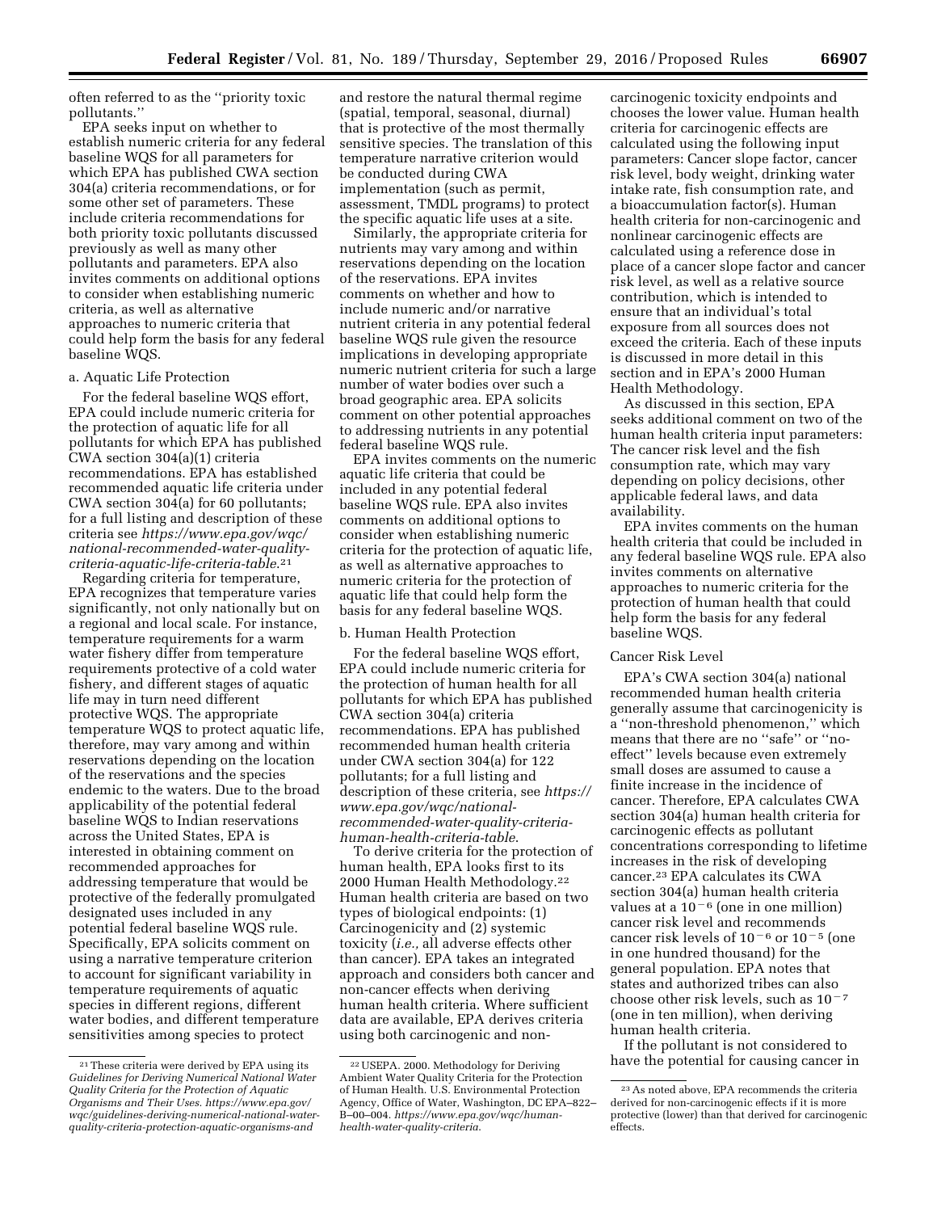often referred to as the "priority toxic pollutants."

EPA seeks input on whether to establish numeric criteria for any federal baseline WQS for all parameters for which EPA has published CWA section 304(a) criteria recommendations, or for some other set of parameters. These include criteria recommendations for both priority toxic pollutants discussed previously as well as many other pollutants and parameters. EPA also invites comments on additional options to consider when establishing numeric criteria, as well as alternative approaches to numeric criteria that could help form the basis for any federal baseline WQS.

a. Aquatic Life Protection

For the federal baseline WQS effort, EPA could include numeric criteria for the protection of aquatic life for all pollutants for which EPA has published CWA section 304(a)(1) criteria recommendations. EPA has established recommended aquatic life criteria under CWA section 304(a) for 60 pollutants; for a full listing and description of these criteria see *https://www.epa.gov/wqc/national-recommended-water-quality-criteria-aquatic-life-criteria-table*.[21]

Regarding criteria for temperature, EPA recognizes that temperature varies significantly, not only nationally but on a regional and local scale. For instance, temperature requirements for a warm water fishery differ from temperature requirements protective of a cold water fishery, and different stages of aquatic life may in turn need different protective WQS. The appropriate temperature WQS to protect aquatic life, therefore, may vary among and within reservations depending on the location of the reservations and the species endemic to the waters. Due to the broad applicability of the potential federal baseline WQS to Indian reservations across the United States, EPA is interested in obtaining comment on recommended approaches for addressing temperature that would be protective of the federally promulgated designated uses included in any potential federal baseline WQS rule. Specifically, EPA solicits comment on using a narrative temperature criterion to account for significant variability in temperature requirements of aquatic species in different regions, different water bodies, and different temperature sensitivities among species to protect and restore the natural thermal regime (spatial, temporal, seasonal, diurnal) that is protective of the most thermally sensitive species. The translation of this temperature narrative criterion would be conducted during CWA implementation (such as permit, assessment, TMDL programs) to protect the specific aquatic life uses at a site.

Similarly, the appropriate criteria for nutrients may vary among and within reservations depending on the location of the reservations. EPA invites comments on whether and how to include numeric and/or narrative nutrient criteria in any potential federal baseline WQS rule given the resource implications in developing appropriate numeric nutrient criteria for such a large number of water bodies over such a broad geographic area. EPA solicits comment on other potential approaches to addressing nutrients in any potential federal baseline WQS rule.

EPA invites comments on the numeric aquatic life criteria that could be included in any potential federal baseline WQS rule. EPA also invites comments on additional options to consider when establishing numeric criteria for the protection of aquatic life, as well as alternative approaches to numeric criteria for the protection of aquatic life that could help form the basis for any federal baseline WQS.

b. Human Health Protection

For the federal baseline WQS effort, EPA could include numeric criteria for the protection of human health for all pollutants for which EPA has published CWA section 304(a) criteria recommendations. EPA has published recommended human health criteria under CWA section 304(a) for 122 pollutants; for a full listing and description of these criteria, see *https://www.epa.gov/wqc/national-recommended-water-quality-criteria-human-health-criteria-table*.

To derive criteria for the protection of human health, EPA looks first to its 2000 Human Health Methodology.[22] Human health criteria are based on two types of biological endpoints: (1) Carcinogenicity and (2) systemic toxicity (*i.e.,* all adverse effects other than cancer). EPA takes an integrated approach and considers both cancer and non-cancer effects when deriving human health criteria. Where sufficient data are available, EPA derives criteria using both carcinogenic and non-carcinogenic toxicity endpoints and chooses the lower value. Human health criteria for carcinogenic effects are calculated using the following input parameters: Cancer slope factor, cancer risk level, body weight, drinking water intake rate, fish consumption rate, and a bioaccumulation factor(s). Human health criteria for non-carcinogenic and nonlinear carcinogenic effects are calculated using a reference dose in place of a cancer slope factor and cancer risk level, as well as a relative source contribution, which is intended to ensure that an individual's total exposure from all sources does not exceed the criteria. Each of these inputs is discussed in more detail in this section and in EPA's 2000 Human Health Methodology.

As discussed in this section, EPA seeks additional comment on two of the human health criteria input parameters: The cancer risk level and the fish consumption rate, which may vary depending on policy decisions, other applicable federal laws, and data availability.

EPA invites comments on the human health criteria that could be included in any federal baseline WQS rule. EPA also invites comments on alternative approaches to numeric criteria for the protection of human health that could help form the basis for any federal baseline WQS.

Cancer Risk Level

EPA's CWA section 304(a) national recommended human health criteria generally assume that carcinogenicity is a "non-threshold phenomenon," which means that there are no "safe" or "no-effect" levels because even extremely small doses are assumed to cause a finite increase in the incidence of cancer. Therefore, EPA calculates CWA section 304(a) human health criteria for carcinogenic effects as pollutant concentrations corresponding to lifetime increases in the risk of developing cancer.[23] EPA calculates its CWA section 304(a) human health criteria values at a $10^{-6}$ (one in one million) cancer risk level and recommends cancer risk levels of $10^{-6}$ or $10^{-5}$ (one in one hundred thousand) for the general population. EPA notes that states and authorized tribes can also choose other risk levels, such as $10^{-7}$ (one in ten million), when deriving human health criteria.

If the pollutant is not considered to have the potential for causing cancer in

---

[21] These criteria were derived by EPA using its *Guidelines for Deriving Numerical National Water Quality Criteria for the Protection of Aquatic Organisms and Their Uses. https://www.epa.gov/wqc/guidelines-deriving-numerical-national-water-quality-criteria-protection-aquatic-organisms-and*

[22] USEPA. 2000. Methodology for Deriving Ambient Water Quality Criteria for the Protection of Human Health. U.S. Environmental Protection Agency, Office of Water, Washington, DC EPA–822–B–00–004. *https://www.epa.gov/wqc/human-health-water-quality-criteria*.

[23] As noted above, EPA recommends the criteria derived for non-carcinogenic effects if it is more protective (lower) than that derived for carcinogenic effects.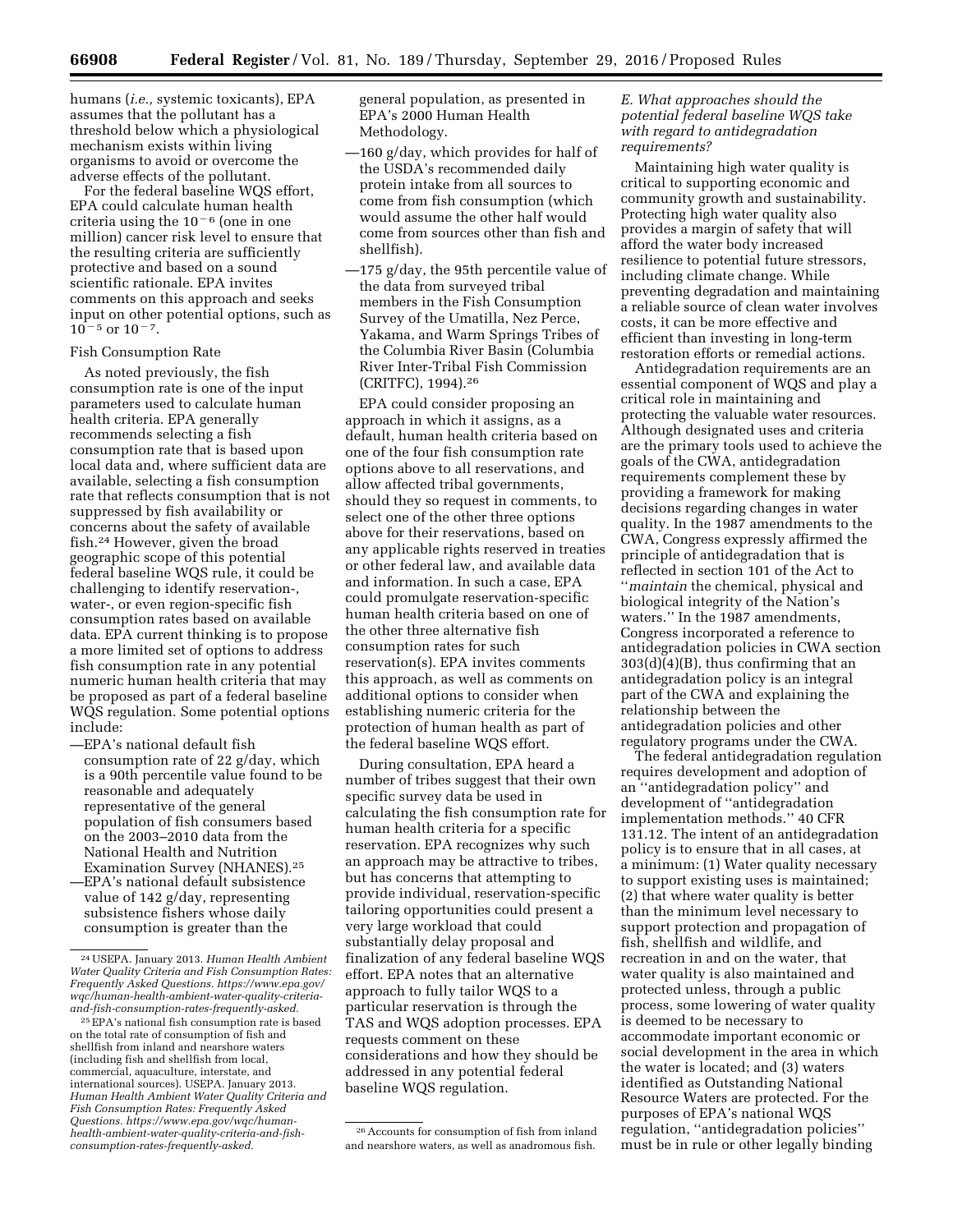humans (*i.e.,* systemic toxicants), EPA assumes that the pollutant has a threshold below which a physiological mechanism exists within living organisms to avoid or overcome the adverse effects of the pollutant.

For the federal baseline WQS effort, EPA could calculate human health criteria using the $10^{-6}$ (one in one million) cancer risk level to ensure that the resulting criteria are sufficiently protective and based on a sound scientific rationale. EPA invites comments on this approach and seeks input on other potential options, such as $10^{-5}$ or $10^{-7}$.

Fish Consumption Rate

As noted previously, the fish consumption rate is one of the input parameters used to calculate human health criteria. EPA generally recommends selecting a fish consumption rate that is based upon local data and, where sufficient data are available, selecting a fish consumption rate that reflects consumption that is not suppressed by fish availability or concerns about the safety of available fish.[24] However, given the broad geographic scope of this potential federal baseline WQS rule, it could be challenging to identify reservation-, water-, or even region-specific fish consumption rates based on available data. EPA current thinking is to propose a more limited set of options to address fish consumption rate in any potential numeric human health criteria that may be proposed as part of a federal baseline WQS regulation. Some potential options include:

—EPA's national default fish consumption rate of 22 g/day, which is a 90th percentile value found to be reasonable and adequately representative of the general population of fish consumers based on the 2003–2010 data from the National Health and Nutrition Examination Survey (NHANES).[25]

—EPA's national default subsistence value of 142 g/day, representing subsistence fishers whose daily consumption is greater than the general population, as presented in EPA's 2000 Human Health Methodology.

—160 g/day, which provides for half of the USDA's recommended daily protein intake from all sources to come from fish consumption (which would assume the other half would come from sources other than fish and shellfish).

—175 g/day, the 95th percentile value of the data from surveyed tribal members in the Fish Consumption Survey of the Umatilla, Nez Perce, Yakama, and Warm Springs Tribes of the Columbia River Basin (Columbia River Inter-Tribal Fish Commission (CRITFC), 1994).[26]

EPA could consider proposing an approach in which it assigns, as a default, human health criteria based on one of the four fish consumption rate options above to all reservations, and allow affected tribal governments, should they so request in comments, to select one of the other three options above for their reservations, based on any applicable rights reserved in treaties or other federal law, and available data and information. In such a case, EPA could promulgate reservation-specific human health criteria based on one of the other three alternative fish consumption rates for such reservation(s). EPA invites comments this approach, as well as comments on additional options to consider when establishing numeric criteria for the protection of human health as part of the federal baseline WQS effort.

During consultation, EPA heard a number of tribes suggest that their own specific survey data be used in calculating the fish consumption rate for human health criteria for a specific reservation. EPA recognizes why such an approach may be attractive to tribes, but has concerns that attempting to provide individual, reservation-specific tailoring opportunities could present a very large workload that could substantially delay proposal and finalization of any federal baseline WQS effort. EPA notes that an alternative approach to fully tailor WQS to a particular reservation is through the TAS and WQS adoption processes. EPA requests comment on these considerations and how they should be addressed in any potential federal baseline WQS regulation.

### *E. What approaches should the potential federal baseline WQS take with regard to antidegradation requirements?*

Maintaining high water quality is critical to supporting economic and community growth and sustainability. Protecting high water quality also provides a margin of safety that will afford the water body increased resilience to potential future stressors, including climate change. While preventing degradation and maintaining a reliable source of clean water involves costs, it can be more effective and efficient than investing in long-term restoration efforts or remedial actions.

Antidegradation requirements are an essential component of WQS and play a critical role in maintaining and protecting the valuable water resources. Although designated uses and criteria are the primary tools used to achieve the goals of the CWA, antidegradation requirements complement these by providing a framework for making decisions regarding changes in water quality. In the 1987 amendments to the CWA, Congress expressly affirmed the principle of antidegradation that is reflected in section 101 of the Act to ''*maintain* the chemical, physical and biological integrity of the Nation's waters.'' In the 1987 amendments, Congress incorporated a reference to antidegradation policies in CWA section 303(d)(4)(B), thus confirming that an antidegradation policy is an integral part of the CWA and explaining the relationship between the antidegradation policies and other regulatory programs under the CWA.

The federal antidegradation regulation requires development and adoption of an ''antidegradation policy'' and development of ''antidegradation implementation methods.'' 40 CFR 131.12. The intent of an antidegradation policy is to ensure that in all cases, at a minimum: (1) Water quality necessary to support existing uses is maintained; (2) that where water quality is better than the minimum level necessary to support protection and propagation of fish, shellfish and wildlife, and recreation in and on the water, that water quality is also maintained and protected unless, through a public process, some lowering of water quality is deemed to be necessary to accommodate important economic or social development in the area in which the water is located; and (3) waters identified as Outstanding National Resource Waters are protected. For the purposes of EPA's national WQS regulation, ''antidegradation policies'' must be in rule or other legally binding

---

[24] USEPA. January 2013. *Human Health Ambient Water Quality Criteria and Fish Consumption Rates: Frequently Asked Questions. https://www.epa.gov/wqc/human-health-ambient-water-quality-criteria-and-fish-consumption-rates-frequently-asked.*

[25] EPA's national fish consumption rate is based on the total rate of consumption of fish and shellfish from inland and nearshore waters (including fish and shellfish from local, commercial, aquaculture, interstate, and international sources). USEPA. January 2013. *Human Health Ambient Water Quality Criteria and Fish Consumption Rates: Frequently Asked Questions. https://www.epa.gov/wqc/human-health-ambient-water-quality-criteria-and-fish-consumption-rates-frequently-asked.*

[26] Accounts for consumption of fish from inland and nearshore waters, as well as anadromous fish.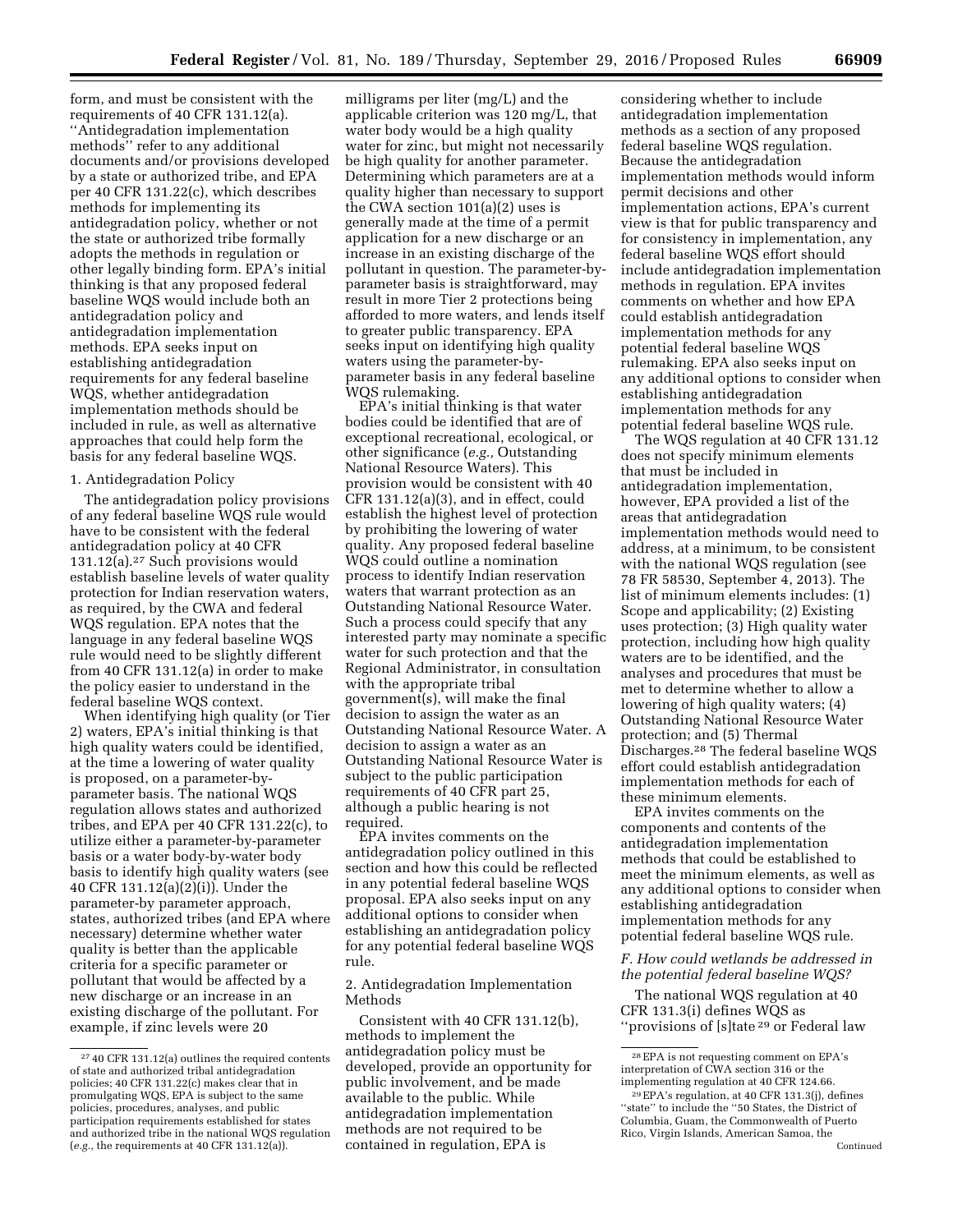form, and must be consistent with the requirements of 40 CFR 131.12(a). ''Antidegradation implementation methods'' refer to any additional documents and/or provisions developed by a state or authorized tribe, and EPA per 40 CFR 131.22(c), which describes methods for implementing its antidegradation policy, whether or not the state or authorized tribe formally adopts the methods in regulation or other legally binding form. EPA's initial thinking is that any proposed federal baseline WQS would include both an antidegradation policy and antidegradation implementation methods. EPA seeks input on establishing antidegradation requirements for any federal baseline WQS, whether antidegradation implementation methods should be included in rule, as well as alternative approaches that could help form the basis for any federal baseline WQS.

1. Antidegradation Policy

The antidegradation policy provisions of any federal baseline WQS rule would have to be consistent with the federal antidegradation policy at 40 CFR 131.12(a).[27] Such provisions would establish baseline levels of water quality protection for Indian reservation waters, as required, by the CWA and federal WQS regulation. EPA notes that the language in any federal baseline WQS rule would need to be slightly different from 40 CFR 131.12(a) in order to make the policy easier to understand in the federal baseline WQS context.

When identifying high quality (or Tier 2) waters, EPA's initial thinking is that high quality waters could be identified, at the time a lowering of water quality is proposed, on a parameter-by-parameter basis. The national WQS regulation allows states and authorized tribes, and EPA per 40 CFR 131.22(c), to utilize either a parameter-by-parameter basis or a water body-by-water body basis to identify high quality waters (see 40 CFR 131.12(a)(2)(i)). Under the parameter-by parameter approach, states, authorized tribes (and EPA where necessary) determine whether water quality is better than the applicable criteria for a specific parameter or pollutant that would be affected by a new discharge or an increase in an existing discharge of the pollutant. For example, if zinc levels were 20 milligrams per liter (mg/L) and the applicable criterion was 120 mg/L, that water body would be a high quality water for zinc, but might not necessarily be high quality for another parameter. Determining which parameters are at a quality higher than necessary to support the CWA section 101(a)(2) uses is generally made at the time of a permit application for a new discharge or an increase in an existing discharge of the pollutant in question. The parameter-by-parameter basis is straightforward, may result in more Tier 2 protections being afforded to more waters, and lends itself to greater public transparency. EPA seeks input on identifying high quality waters using the parameter-by-parameter basis in any federal baseline WQS rulemaking.

EPA's initial thinking is that water bodies could be identified that are of exceptional recreational, ecological, or other significance (*e.g.,* Outstanding National Resource Waters). This provision would be consistent with 40 CFR 131.12(a)(3), and in effect, could establish the highest level of protection by prohibiting the lowering of water quality. Any proposed federal baseline WQS could outline a nomination process to identify Indian reservation waters that warrant protection as an Outstanding National Resource Water. Such a process could specify that any interested party may nominate a specific water for such protection and that the Regional Administrator, in consultation with the appropriate tribal government(s), will make the final decision to assign the water as an Outstanding National Resource Water. A decision to assign a water as an Outstanding National Resource Water is subject to the public participation requirements of 40 CFR part 25, although a public hearing is not required.

EPA invites comments on the antidegradation policy outlined in this section and how this could be reflected in any potential federal baseline WQS proposal. EPA also seeks input on any additional options to consider when establishing an antidegradation policy for any potential federal baseline WQS rule.

2. Antidegradation Implementation Methods

Consistent with 40 CFR 131.12(b), methods to implement the antidegradation policy must be developed, provide an opportunity for public involvement, and be made available to the public. While antidegradation implementation methods are not required to be contained in regulation, EPA is considering whether to include antidegradation implementation methods as a section of any proposed federal baseline WQS regulation. Because the antidegradation implementation methods would inform permit decisions and other implementation actions, EPA's current view is that for public transparency and for consistency in implementation, any federal baseline WQS effort should include antidegradation implementation methods in regulation. EPA invites comments on whether and how EPA could establish antidegradation implementation methods for any potential federal baseline WQS rulemaking. EPA also seeks input on any additional options to consider when establishing antidegradation implementation methods for any potential federal baseline WQS rule.

The WQS regulation at 40 CFR 131.12 does not specify minimum elements that must be included in antidegradation implementation, however, EPA provided a list of the areas that antidegradation implementation methods would need to address, at a minimum, to be consistent with the national WQS regulation (see 78 FR 58530, September 4, 2013). The list of minimum elements includes: (1) Scope and applicability; (2) Existing uses protection; (3) High quality water protection, including how high quality waters are to be identified, and the analyses and procedures that must be met to determine whether to allow a lowering of high quality waters; (4) Outstanding National Resource Water protection; and (5) Thermal Discharges.[28] The federal baseline WQS effort could establish antidegradation implementation methods for each of these minimum elements.

EPA invites comments on the components and contents of the antidegradation implementation methods that could be established to meet the minimum elements, as well as any additional options to consider when establishing antidegradation implementation methods for any potential federal baseline WQS rule.

### *F. How could wetlands be addressed in the potential federal baseline WQS?*

The national WQS regulation at 40 CFR 131.3(i) defines WQS as ''provisions of [s]tate[29] or Federal law

---

[27] 40 CFR 131.12(a) outlines the required contents of state and authorized tribal antidegradation policies; 40 CFR 131.22(c) makes clear that in promulgating WQS, EPA is subject to the same policies, procedures, analyses, and public participation requirements established for states and authorized tribe in the national WQS regulation (*e.g.,* the requirements at 40 CFR 131.12(a)).

[28] EPA is not requesting comment on EPA's interpretation of CWA section 316 or the implementing regulation at 40 CFR 124.66.

[29] EPA's regulation, at 40 CFR 131.3(j), defines ''state'' to include the ''50 States, the District of Columbia, Guam, the Commonwealth of Puerto Rico, Virgin Islands, American Samoa, the

Continued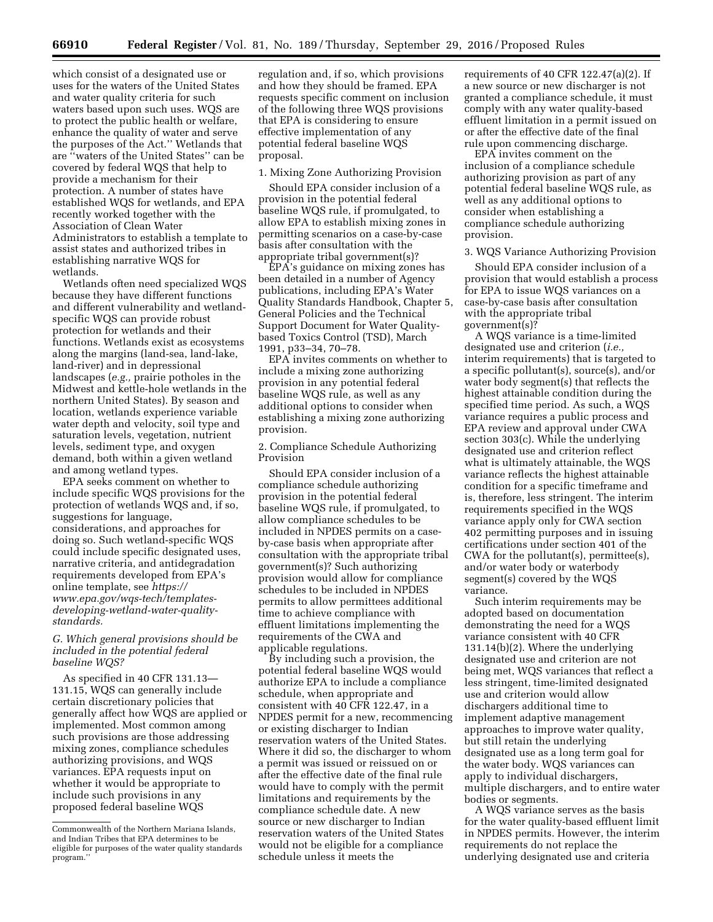which consist of a designated use or uses for the waters of the United States and water quality criteria for such waters based upon such uses. WQS are to protect the public health or welfare, enhance the quality of water and serve the purposes of the Act.'' Wetlands that are ''waters of the United States'' can be covered by federal WQS that help to provide a mechanism for their protection. A number of states have established WQS for wetlands, and EPA recently worked together with the Association of Clean Water Administrators to establish a template to assist states and authorized tribes in establishing narrative WQS for wetlands.

Wetlands often need specialized WQS because they have different functions and different vulnerability and wetland-specific WQS can provide robust protection for wetlands and their functions. Wetlands exist as ecosystems along the margins (land-sea, land-lake, land-river) and in depressional landscapes (*e.g.,* prairie potholes in the Midwest and kettle-hole wetlands in the northern United States). By season and location, wetlands experience variable water depth and velocity, soil type and saturation levels, vegetation, nutrient levels, sediment type, and oxygen demand, both within a given wetland and among wetland types.

EPA seeks comment on whether to include specific WQS provisions for the protection of wetlands WQS and, if so, suggestions for language, considerations, and approaches for doing so. Such wetland-specific WQS could include specific designated uses, narrative criteria, and antidegradation requirements developed from EPA's online template, see *https://www.epa.gov/wqs-tech/templates-developing-wetland-water-quality-standards.*

### *G. Which general provisions should be included in the potential federal baseline WQS?*

As specified in 40 CFR 131.13—131.15, WQS can generally include certain discretionary policies that generally affect how WQS are applied or implemented. Most common among such provisions are those addressing mixing zones, compliance schedules authorizing provisions, and WQS variances. EPA requests input on whether it would be appropriate to include such provisions in any proposed federal baseline WQS regulation and, if so, which provisions and how they should be framed. EPA requests specific comment on inclusion of the following three WQS provisions that EPA is considering to ensure effective implementation of any potential federal baseline WQS proposal.

#### 1. Mixing Zone Authorizing Provision

Should EPA consider inclusion of a provision in the potential federal baseline WQS rule, if promulgated, to allow EPA to establish mixing zones in permitting scenarios on a case-by-case basis after consultation with the appropriate tribal government(s)?

EPA's guidance on mixing zones has been detailed in a number of Agency publications, including EPA's Water Quality Standards Handbook, Chapter 5, General Policies and the Technical Support Document for Water Quality-based Toxics Control (TSD), March 1991, p33–34, 70–78.

EPA invites comments on whether to include a mixing zone authorizing provision in any potential federal baseline WQS rule, as well as any additional options to consider when establishing a mixing zone authorizing provision.

#### 2. Compliance Schedule Authorizing Provision

Should EPA consider inclusion of a compliance schedule authorizing provision in the potential federal baseline WQS rule, if promulgated, to allow compliance schedules to be included in NPDES permits on a case-by-case basis when appropriate after consultation with the appropriate tribal government(s)? Such authorizing provision would allow for compliance schedules to be included in NPDES permits to allow permittees additional time to achieve compliance with effluent limitations implementing the requirements of the CWA and applicable regulations.

By including such a provision, the potential federal baseline WQS would authorize EPA to include a compliance schedule, when appropriate and consistent with 40 CFR 122.47, in a NPDES permit for a new, recommencing or existing discharger to Indian reservation waters of the United States. Where it did so, the discharger to whom a permit was issued or reissued on or after the effective date of the final rule would have to comply with the permit limitations and requirements by the compliance schedule date. A new source or new discharger to Indian reservation waters of the United States would not be eligible for a compliance schedule unless it meets the requirements of 40 CFR 122.47(a)(2). If a new source or new discharger is not granted a compliance schedule, it must comply with any water quality-based effluent limitation in a permit issued on or after the effective date of the final rule upon commencing discharge.

EPA invites comment on the inclusion of a compliance schedule authorizing provision as part of any potential federal baseline WQS rule, as well as any additional options to consider when establishing a compliance schedule authorizing provision.

#### 3. WQS Variance Authorizing Provision

Should EPA consider inclusion of a provision that would establish a process for EPA to issue WQS variances on a case-by-case basis after consultation with the appropriate tribal government(s)?

A WQS variance is a time-limited designated use and criterion (*i.e.,* interim requirements) that is targeted to a specific pollutant(s), source(s), and/or water body segment(s) that reflects the highest attainable condition during the specified time period. As such, a WQS variance requires a public process and EPA review and approval under CWA section 303(c). While the underlying designated use and criterion reflect what is ultimately attainable, the WQS variance reflects the highest attainable condition for a specific timeframe and is, therefore, less stringent. The interim requirements specified in the WQS variance apply only for CWA section 402 permitting purposes and in issuing certifications under section 401 of the CWA for the pollutant(s), permittee(s), and/or water body or waterbody segment(s) covered by the WQS variance.

Such interim requirements may be adopted based on documentation demonstrating the need for a WQS variance consistent with 40 CFR 131.14(b)(2). Where the underlying designated use and criterion are not being met, WQS variances that reflect a less stringent, time-limited designated use and criterion would allow dischargers additional time to implement adaptive management approaches to improve water quality, but still retain the underlying designated use as a long term goal for the water body. WQS variances can apply to individual dischargers, multiple dischargers, and to entire water bodies or segments.

A WQS variance serves as the basis for the water quality-based effluent limit in NPDES permits. However, the interim requirements do not replace the underlying designated use and criteria

---

Commonwealth of the Northern Mariana Islands, and Indian Tribes that EPA determines to be eligible for purposes of the water quality standards program.''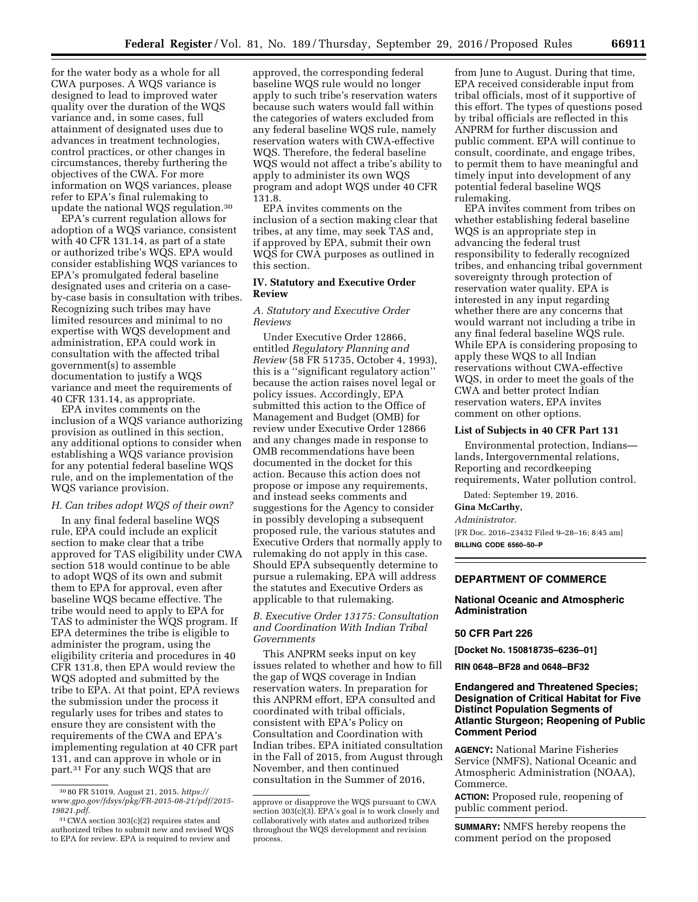for the water body as a whole for all CWA purposes. A WQS variance is designed to lead to improved water quality over the duration of the WQS variance and, in some cases, full attainment of designated uses due to advances in treatment technologies, control practices, or other changes in circumstances, thereby furthering the objectives of the CWA. For more information on WQS variances, please refer to EPA's final rulemaking to update the national WQS regulation.[30]

EPA's current regulation allows for adoption of a WQS variance, consistent with 40 CFR 131.14, as part of a state or authorized tribe's WQS. EPA would consider establishing WQS variances to EPA's promulgated federal baseline designated uses and criteria on a case-by-case basis in consultation with tribes. Recognizing such tribes may have limited resources and minimal to no expertise with WQS development and administration, EPA could work in consultation with the affected tribal government(s) to assemble documentation to justify a WQS variance and meet the requirements of 40 CFR 131.14, as appropriate.

EPA invites comments on the inclusion of a WQS variance authorizing provision as outlined in this section, any additional options to consider when establishing a WQS variance provision for any potential federal baseline WQS rule, and on the implementation of the WQS variance provision.

### *H. Can tribes adopt WQS of their own?*

In any final federal baseline WQS rule, EPA could include an explicit section to make clear that a tribe approved for TAS eligibility under CWA section 518 would continue to be able to adopt WQS of its own and submit them to EPA for approval, even after baseline WQS became effective. The tribe would need to apply to EPA for TAS to administer the WQS program. If EPA determines the tribe is eligible to administer the program, using the eligibility criteria and procedures in 40 CFR 131.8, then EPA would review the WQS adopted and submitted by the tribe to EPA. At that point, EPA reviews the submission under the process it regularly uses for tribes and states to ensure they are consistent with the requirements of the CWA and EPA's implementing regulation at 40 CFR part 131, and can approve in whole or in part.[31] For any such WQS that are approved, the corresponding federal baseline WQS rule would no longer apply to such tribe's reservation waters because such waters would fall within the categories of waters excluded from any federal baseline WQS rule, namely reservation waters with CWA-effective WQS. Therefore, the federal baseline WQS would not affect a tribe's ability to apply to administer its own WQS program and adopt WQS under 40 CFR 131.8.

EPA invites comments on the inclusion of a section making clear that tribes, at any time, may seek TAS and, if approved by EPA, submit their own WQS for CWA purposes as outlined in this section.

## IV. Statutory and Executive Order Review

### *A. Statutory and Executive Order Reviews*

Under Executive Order 12866, entitled *Regulatory Planning and Review* (58 FR 51735, October 4, 1993), this is a ''significant regulatory action'' because the action raises novel legal or policy issues. Accordingly, EPA submitted this action to the Office of Management and Budget (OMB) for review under Executive Order 12866 and any changes made in response to OMB recommendations have been documented in the docket for this action. Because this action does not propose or impose any requirements, and instead seeks comments and suggestions for the Agency to consider in possibly developing a subsequent proposed rule, the various statutes and Executive Orders that normally apply to rulemaking do not apply in this case. Should EPA subsequently determine to pursue a rulemaking, EPA will address the statutes and Executive Orders as applicable to that rulemaking.

### *B. Executive Order 13175: Consultation and Coordination With Indian Tribal Governments*

This ANPRM seeks input on key issues related to whether and how to fill the gap of WQS coverage in Indian reservation waters. In preparation for this ANPRM effort, EPA consulted and coordinated with tribal officials, consistent with EPA's Policy on Consultation and Coordination with Indian tribes. EPA initiated consultation in the Fall of 2015, from August through November, and then continued consultation in the Summer of 2016, from June to August. During that time, EPA received considerable input from tribal officials, most of it supportive of this effort. The types of questions posed by tribal officials are reflected in this ANPRM for further discussion and public comment. EPA will continue to consult, coordinate, and engage tribes, to permit them to have meaningful and timely input into development of any potential federal baseline WQS rulemaking.

EPA invites comment from tribes on whether establishing federal baseline WQS is an appropriate step in advancing the federal trust responsibility to federally recognized tribes, and enhancing tribal government sovereignty through protection of reservation water quality. EPA is interested in any input regarding whether there are any concerns that would warrant not including a tribe in any final federal baseline WQS rule. While EPA is considering proposing to apply these WQS to all Indian reservations without CWA-effective WQS, in order to meet the goals of the CWA and better protect Indian reservation waters, EPA invites comment on other options.

### List of Subjects in 40 CFR Part 131

Environmental protection, Indians—lands, Intergovernmental relations, Reporting and recordkeeping requirements, Water pollution control.

Dated: September 19, 2016.

**Gina McCarthy,**

*Administrator.*

[FR Doc. 2016–23432 Filed 9–28–16; 8:45 am]

**BILLING CODE 6560–50–P**

[30] 80 FR 51019, August 21, 2015. *https://www.gpo.gov/fdsys/pkg/FR-2015-08-21/pdf/2015-19821.pdf.*

[31] CWA section 303(c)(2) requires states and authorized tribes to submit new and revised WQS to EPA for review. EPA is required to review and approve or disapprove the WQS pursuant to CWA section 303(c)(3). EPA's goal is to work closely and collaboratively with states and authorized tribes throughout the WQS development and revision process.

---

## DEPARTMENT OF COMMERCE

### National Oceanic and Atmospheric Administration

### 50 CFR Part 226

**[Docket No. 150818735–6236–01]**

**RIN 0648–BF28 and 0648–BF32**

### Endangered and Threatened Species; Designation of Critical Habitat for Five Distinct Population Segments of Atlantic Sturgeon; Reopening of Public Comment Period

**AGENCY:** National Marine Fisheries Service (NMFS), National Oceanic and Atmospheric Administration (NOAA), Commerce.

**ACTION:** Proposed rule, reopening of public comment period.

**SUMMARY:** NMFS hereby reopens the comment period on the proposed